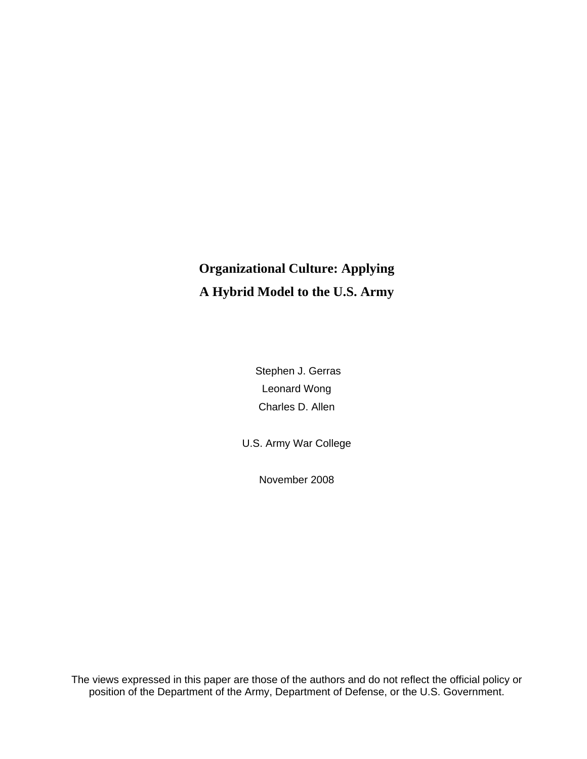# Organizational Culture: Applying A Hybrid Model to the U.S. Army

Stephen J. Gerras

Leonard Wong

Charles D. Allen

U.S. Army War College

November 2008

The views expressed in this paper are those of the authors and do not reflect the official policy or position of the Department of the Army, Department of Defense, or the U.S. Government.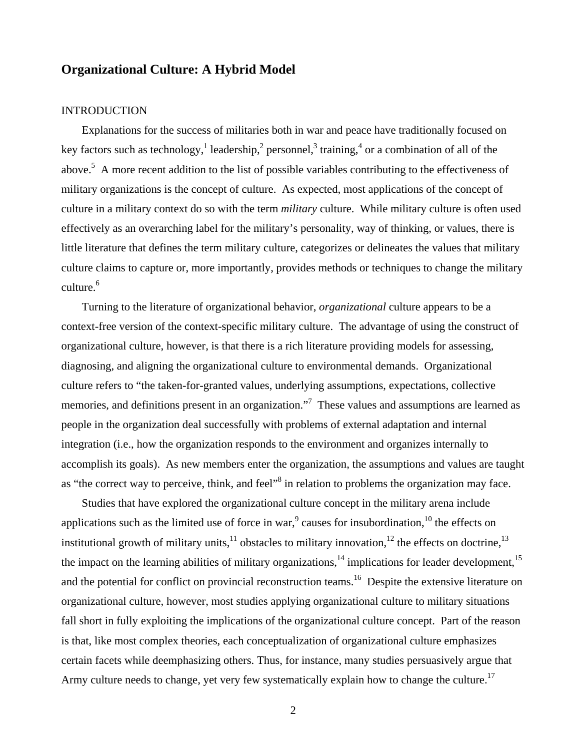## Organizational Culture: A Hybrid Model

INTRODUCTION

Explanations for the success of militaries both in war and peace have traditionally focused on key factors such as technology,[1] leadership,[2] personnel,[3] training,[4] or a combination of all of the above.[5] A more recent addition to the list of possible variables contributing to the effectiveness of military organizations is the concept of culture. As expected, most applications of the concept of culture in a military context do so with the term *military* culture. While military culture is often used effectively as an overarching label for the military's personality, way of thinking, or values, there is little literature that defines the term military culture, categorizes or delineates the values that military culture claims to capture or, more importantly, provides methods or techniques to change the military culture.[6]

Turning to the literature of organizational behavior, *organizational* culture appears to be a context-free version of the context-specific military culture. The advantage of using the construct of organizational culture, however, is that there is a rich literature providing models for assessing, diagnosing, and aligning the organizational culture to environmental demands. Organizational culture refers to "the taken-for-granted values, underlying assumptions, expectations, collective memories, and definitions present in an organization."[7] These values and assumptions are learned as people in the organization deal successfully with problems of external adaptation and internal integration (i.e., how the organization responds to the environment and organizes internally to accomplish its goals). As new members enter the organization, the assumptions and values are taught as "the correct way to perceive, think, and feel"[8] in relation to problems the organization may face.

Studies that have explored the organizational culture concept in the military arena include applications such as the limited use of force in war,[9] causes for insubordination,[10] the effects on institutional growth of military units,[11] obstacles to military innovation,[12] the effects on doctrine,[13] the impact on the learning abilities of military organizations,[14] implications for leader development,[15] and the potential for conflict on provincial reconstruction teams.[16] Despite the extensive literature on organizational culture, however, most studies applying organizational culture to military situations fall short in fully exploiting the implications of the organizational culture concept. Part of the reason is that, like most complex theories, each conceptualization of organizational culture emphasizes certain facets while deemphasizing others. Thus, for instance, many studies persuasively argue that Army culture needs to change, yet very few systematically explain how to change the culture.[17]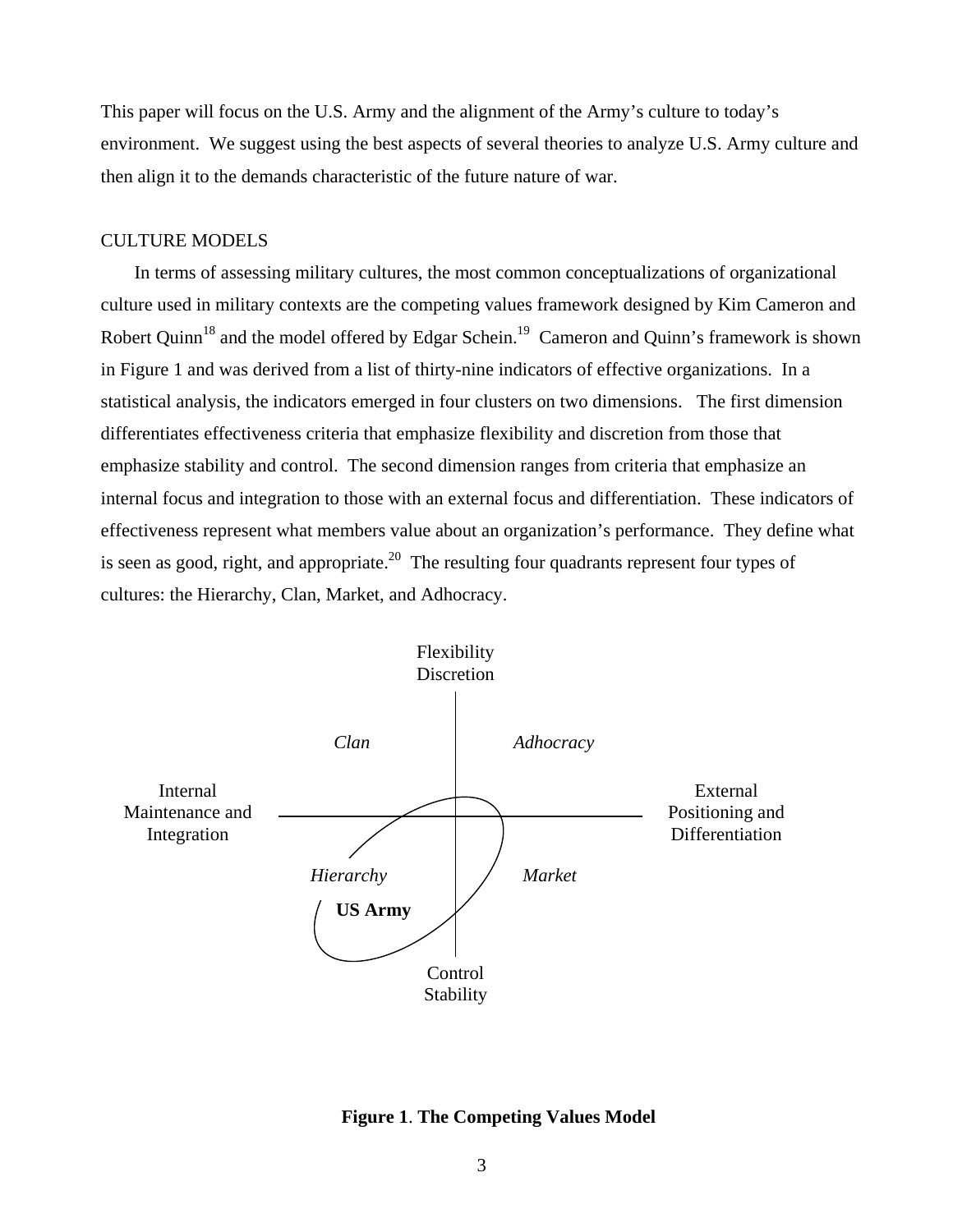This paper will focus on the U.S. Army and the alignment of the Army's culture to today's environment. We suggest using the best aspects of several theories to analyze U.S. Army culture and then align it to the demands characteristic of the future nature of war.

## CULTURE MODELS

In terms of assessing military cultures, the most common conceptualizations of organizational culture used in military contexts are the competing values framework designed by Kim Cameron and Robert Quinn[18] and the model offered by Edgar Schein.[19] Cameron and Quinn's framework is shown in Figure 1 and was derived from a list of thirty-nine indicators of effective organizations. In a statistical analysis, the indicators emerged in four clusters on two dimensions. The first dimension differentiates effectiveness criteria that emphasize flexibility and discretion from those that emphasize stability and control. The second dimension ranges from criteria that emphasize an internal focus and integration to those with an external focus and differentiation. These indicators of effectiveness represent what members value about an organization's performance. They define what is seen as good, right, and appropriate.[20] The resulting four quadrants represent four types of cultures: the Hierarchy, Clan, Market, and Adhocracy.

Flexibility Discretion

*Clan* | *Adhocracy*

Internal Maintenance and Integration | External Positioning and Differentiation

*Hierarchy* | *Market*

**US Army**

Control Stability

**Figure 1**. **The Competing Values Model**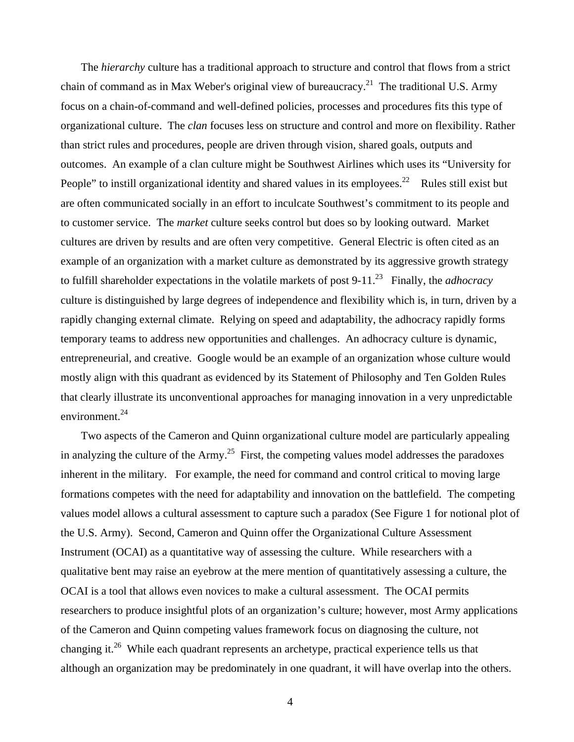The *hierarchy* culture has a traditional approach to structure and control that flows from a strict chain of command as in Max Weber's original view of bureaucracy.[21] The traditional U.S. Army focus on a chain-of-command and well-defined policies, processes and procedures fits this type of organizational culture. The *clan* focuses less on structure and control and more on flexibility. Rather than strict rules and procedures, people are driven through vision, shared goals, outputs and outcomes. An example of a clan culture might be Southwest Airlines which uses its "University for People" to instill organizational identity and shared values in its employees.[22] Rules still exist but are often communicated socially in an effort to inculcate Southwest's commitment to its people and to customer service. The *market* culture seeks control but does so by looking outward. Market cultures are driven by results and are often very competitive. General Electric is often cited as an example of an organization with a market culture as demonstrated by its aggressive growth strategy to fulfill shareholder expectations in the volatile markets of post 9-11.[23] Finally, the *adhocracy* culture is distinguished by large degrees of independence and flexibility which is, in turn, driven by a rapidly changing external climate. Relying on speed and adaptability, the adhocracy rapidly forms temporary teams to address new opportunities and challenges. An adhocracy culture is dynamic, entrepreneurial, and creative. Google would be an example of an organization whose culture would mostly align with this quadrant as evidenced by its Statement of Philosophy and Ten Golden Rules that clearly illustrate its unconventional approaches for managing innovation in a very unpredictable environment.[24]

Two aspects of the Cameron and Quinn organizational culture model are particularly appealing in analyzing the culture of the Army.[25] First, the competing values model addresses the paradoxes inherent in the military. For example, the need for command and control critical to moving large formations competes with the need for adaptability and innovation on the battlefield. The competing values model allows a cultural assessment to capture such a paradox (See Figure 1 for notional plot of the U.S. Army). Second, Cameron and Quinn offer the Organizational Culture Assessment Instrument (OCAI) as a quantitative way of assessing the culture. While researchers with a qualitative bent may raise an eyebrow at the mere mention of quantitatively assessing a culture, the OCAI is a tool that allows even novices to make a cultural assessment. The OCAI permits researchers to produce insightful plots of an organization's culture; however, most Army applications of the Cameron and Quinn competing values framework focus on diagnosing the culture, not changing it.[26] While each quadrant represents an archetype, practical experience tells us that although an organization may be predominately in one quadrant, it will have overlap into the others.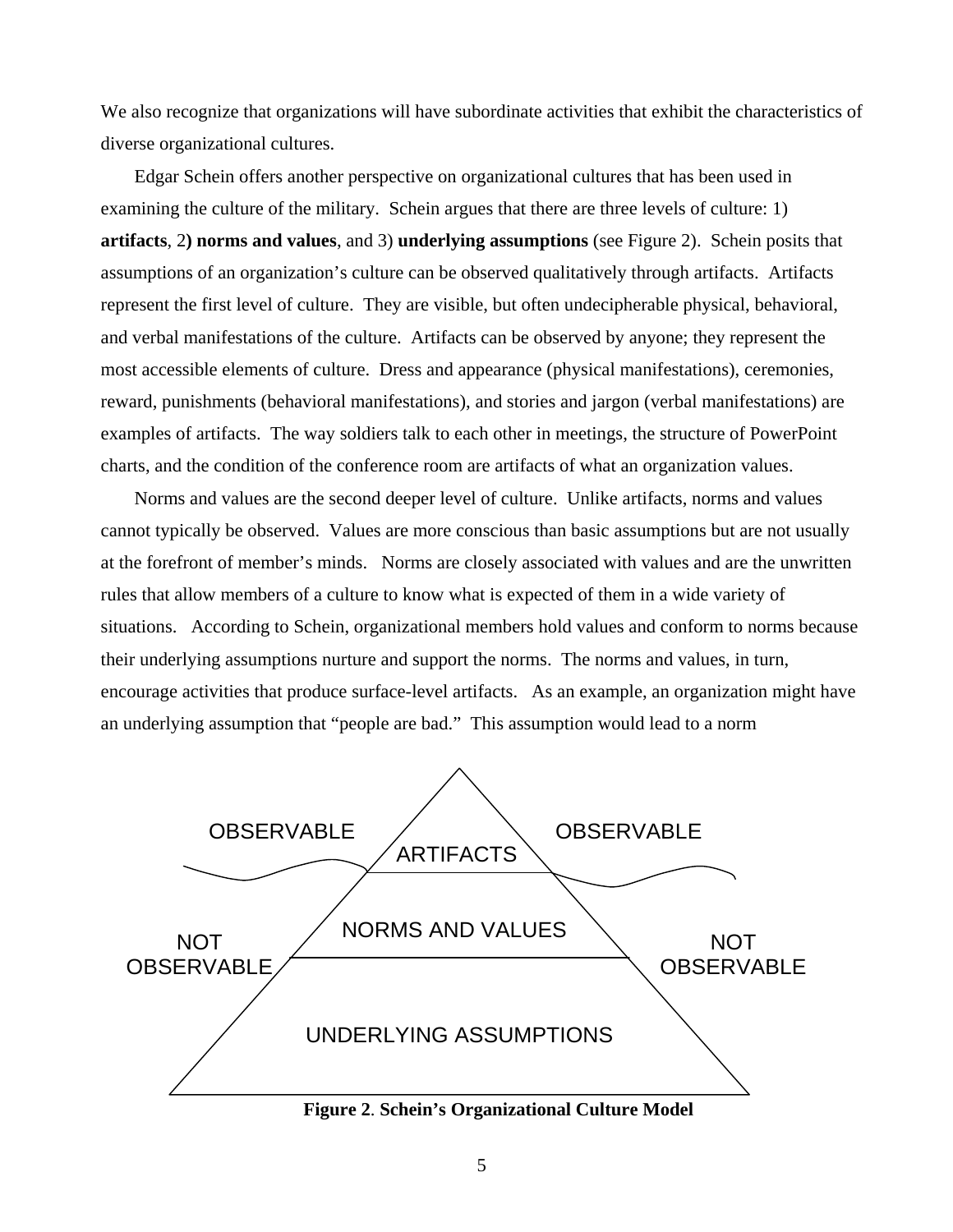We also recognize that organizations will have subordinate activities that exhibit the characteristics of diverse organizational cultures.

Edgar Schein offers another perspective on organizational cultures that has been used in examining the culture of the military. Schein argues that there are three levels of culture: 1) **artifacts**, 2**) norms and values**, and 3) **underlying assumptions** (see Figure 2). Schein posits that assumptions of an organization's culture can be observed qualitatively through artifacts. Artifacts represent the first level of culture. They are visible, but often undecipherable physical, behavioral, and verbal manifestations of the culture. Artifacts can be observed by anyone; they represent the most accessible elements of culture. Dress and appearance (physical manifestations), ceremonies, reward, punishments (behavioral manifestations), and stories and jargon (verbal manifestations) are examples of artifacts. The way soldiers talk to each other in meetings, the structure of PowerPoint charts, and the condition of the conference room are artifacts of what an organization values.

Norms and values are the second deeper level of culture. Unlike artifacts, norms and values cannot typically be observed. Values are more conscious than basic assumptions but are not usually at the forefront of member's minds. Norms are closely associated with values and are the unwritten rules that allow members of a culture to know what is expected of them in a wide variety of situations. According to Schein, organizational members hold values and conform to norms because their underlying assumptions nurture and support the norms. The norms and values, in turn, encourage activities that produce surface-level artifacts. As an example, an organization might have an underlying assumption that "people are bad." This assumption would lead to a norm

OBSERVABLE | ARTIFACTS | OBSERVABLE

NOT OBSERVABLE | NORMS AND VALUES | NOT OBSERVABLE

UNDERLYING ASSUMPTIONS

**Figure 2**. **Schein's Organizational Culture Model**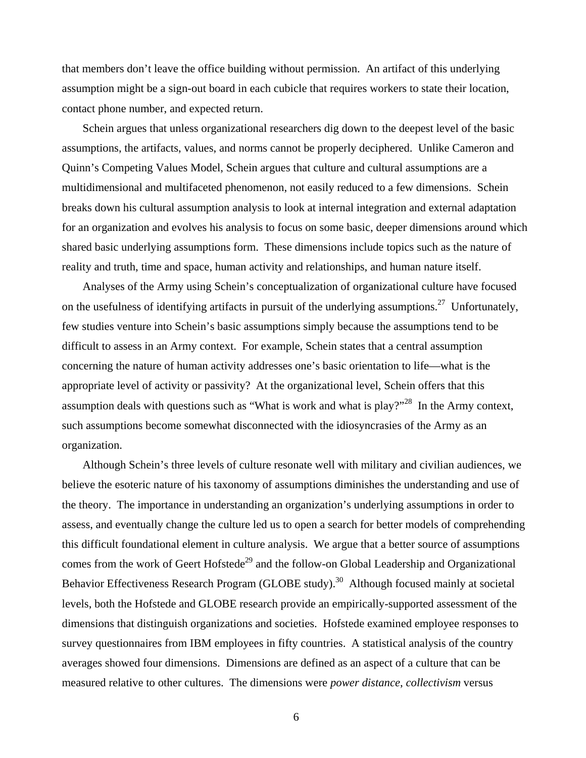that members don't leave the office building without permission. An artifact of this underlying assumption might be a sign-out board in each cubicle that requires workers to state their location, contact phone number, and expected return.

Schein argues that unless organizational researchers dig down to the deepest level of the basic assumptions, the artifacts, values, and norms cannot be properly deciphered. Unlike Cameron and Quinn's Competing Values Model, Schein argues that culture and cultural assumptions are a multidimensional and multifaceted phenomenon, not easily reduced to a few dimensions. Schein breaks down his cultural assumption analysis to look at internal integration and external adaptation for an organization and evolves his analysis to focus on some basic, deeper dimensions around which shared basic underlying assumptions form. These dimensions include topics such as the nature of reality and truth, time and space, human activity and relationships, and human nature itself.

Analyses of the Army using Schein's conceptualization of organizational culture have focused on the usefulness of identifying artifacts in pursuit of the underlying assumptions.[27] Unfortunately, few studies venture into Schein's basic assumptions simply because the assumptions tend to be difficult to assess in an Army context. For example, Schein states that a central assumption concerning the nature of human activity addresses one's basic orientation to life—what is the appropriate level of activity or passivity? At the organizational level, Schein offers that this assumption deals with questions such as "What is work and what is play?"[28] In the Army context, such assumptions become somewhat disconnected with the idiosyncrasies of the Army as an organization.

Although Schein's three levels of culture resonate well with military and civilian audiences, we believe the esoteric nature of his taxonomy of assumptions diminishes the understanding and use of the theory. The importance in understanding an organization's underlying assumptions in order to assess, and eventually change the culture led us to open a search for better models of comprehending this difficult foundational element in culture analysis. We argue that a better source of assumptions comes from the work of Geert Hofstede[29] and the follow-on Global Leadership and Organizational Behavior Effectiveness Research Program (GLOBE study).[30] Although focused mainly at societal levels, both the Hofstede and GLOBE research provide an empirically-supported assessment of the dimensions that distinguish organizations and societies. Hofstede examined employee responses to survey questionnaires from IBM employees in fifty countries. A statistical analysis of the country averages showed four dimensions. Dimensions are defined as an aspect of a culture that can be measured relative to other cultures. The dimensions were *power distance*, *collectivism* versus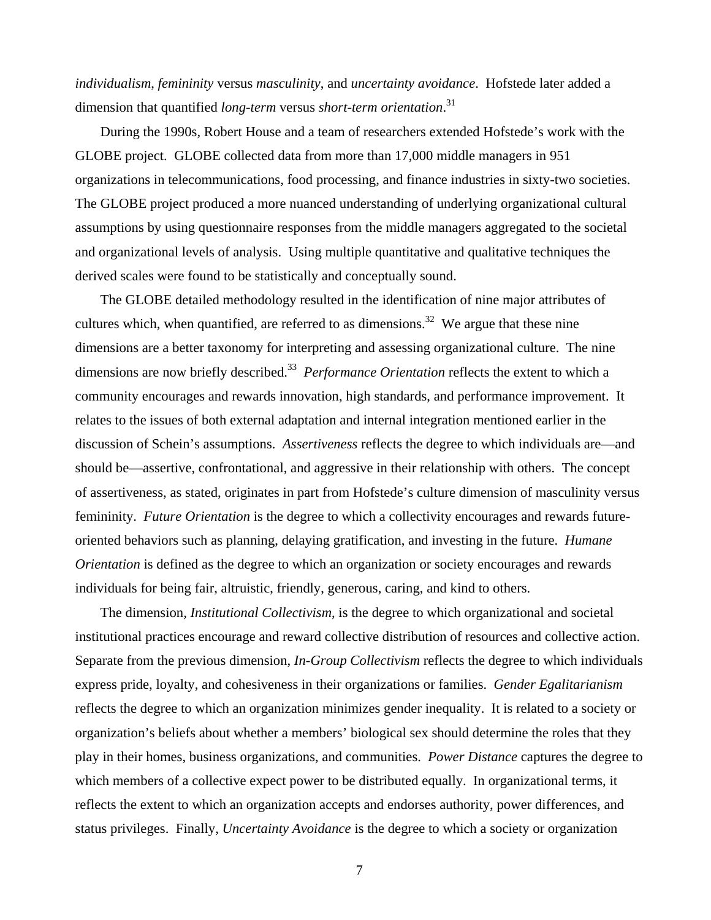*individualism*, *femininity* versus *masculinity*, and *uncertainty avoidance*. Hofstede later added a dimension that quantified *long-term* versus *short-term orientation*.[31]

During the 1990s, Robert House and a team of researchers extended Hofstede's work with the GLOBE project. GLOBE collected data from more than 17,000 middle managers in 951 organizations in telecommunications, food processing, and finance industries in sixty-two societies. The GLOBE project produced a more nuanced understanding of underlying organizational cultural assumptions by using questionnaire responses from the middle managers aggregated to the societal and organizational levels of analysis. Using multiple quantitative and qualitative techniques the derived scales were found to be statistically and conceptually sound.

The GLOBE detailed methodology resulted in the identification of nine major attributes of cultures which, when quantified, are referred to as dimensions.[32] We argue that these nine dimensions are a better taxonomy for interpreting and assessing organizational culture. The nine dimensions are now briefly described.[33] *Performance Orientation* reflects the extent to which a community encourages and rewards innovation, high standards, and performance improvement. It relates to the issues of both external adaptation and internal integration mentioned earlier in the discussion of Schein's assumptions. *Assertiveness* reflects the degree to which individuals are—and should be—assertive, confrontational, and aggressive in their relationship with others. The concept of assertiveness, as stated, originates in part from Hofstede's culture dimension of masculinity versus femininity. *Future Orientation* is the degree to which a collectivity encourages and rewards future-oriented behaviors such as planning, delaying gratification, and investing in the future. *Humane Orientation* is defined as the degree to which an organization or society encourages and rewards individuals for being fair, altruistic, friendly, generous, caring, and kind to others.

The dimension, *Institutional Collectivism*, is the degree to which organizational and societal institutional practices encourage and reward collective distribution of resources and collective action. Separate from the previous dimension, *In-Group Collectivism* reflects the degree to which individuals express pride, loyalty, and cohesiveness in their organizations or families. *Gender Egalitarianism* reflects the degree to which an organization minimizes gender inequality. It is related to a society or organization's beliefs about whether a members' biological sex should determine the roles that they play in their homes, business organizations, and communities. *Power Distance* captures the degree to which members of a collective expect power to be distributed equally. In organizational terms, it reflects the extent to which an organization accepts and endorses authority, power differences, and status privileges. Finally, *Uncertainty Avoidance* is the degree to which a society or organization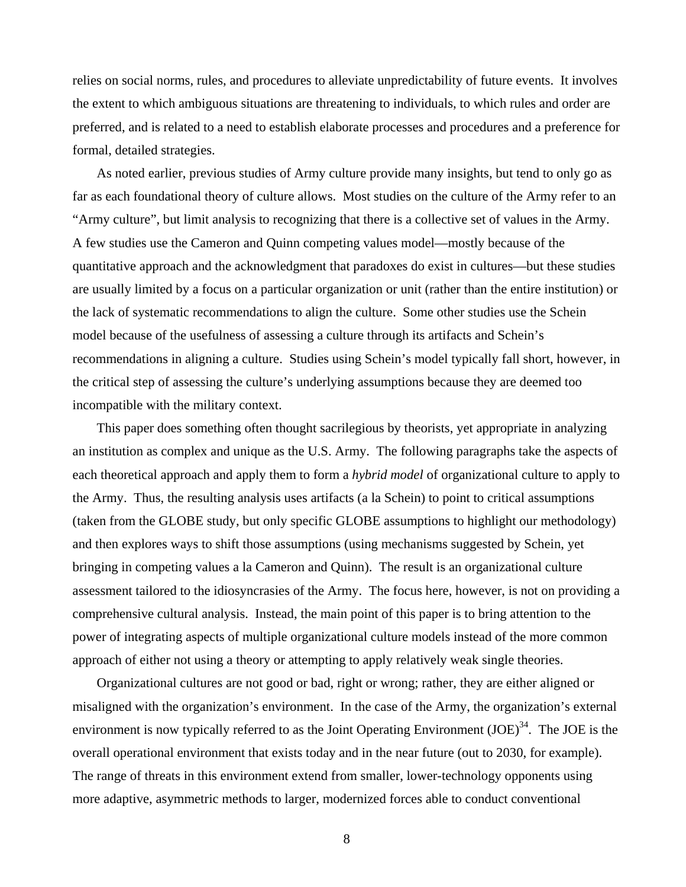relies on social norms, rules, and procedures to alleviate unpredictability of future events. It involves the extent to which ambiguous situations are threatening to individuals, to which rules and order are preferred, and is related to a need to establish elaborate processes and procedures and a preference for formal, detailed strategies.

As noted earlier, previous studies of Army culture provide many insights, but tend to only go as far as each foundational theory of culture allows. Most studies on the culture of the Army refer to an "Army culture", but limit analysis to recognizing that there is a collective set of values in the Army. A few studies use the Cameron and Quinn competing values model—mostly because of the quantitative approach and the acknowledgment that paradoxes do exist in cultures—but these studies are usually limited by a focus on a particular organization or unit (rather than the entire institution) or the lack of systematic recommendations to align the culture. Some other studies use the Schein model because of the usefulness of assessing a culture through its artifacts and Schein's recommendations in aligning a culture. Studies using Schein's model typically fall short, however, in the critical step of assessing the culture's underlying assumptions because they are deemed too incompatible with the military context.

This paper does something often thought sacrilegious by theorists, yet appropriate in analyzing an institution as complex and unique as the U.S. Army. The following paragraphs take the aspects of each theoretical approach and apply them to form a *hybrid model* of organizational culture to apply to the Army. Thus, the resulting analysis uses artifacts (a la Schein) to point to critical assumptions (taken from the GLOBE study, but only specific GLOBE assumptions to highlight our methodology) and then explores ways to shift those assumptions (using mechanisms suggested by Schein, yet bringing in competing values a la Cameron and Quinn). The result is an organizational culture assessment tailored to the idiosyncrasies of the Army. The focus here, however, is not on providing a comprehensive cultural analysis. Instead, the main point of this paper is to bring attention to the power of integrating aspects of multiple organizational culture models instead of the more common approach of either not using a theory or attempting to apply relatively weak single theories.

Organizational cultures are not good or bad, right or wrong; rather, they are either aligned or misaligned with the organization's environment. In the case of the Army, the organization's external environment is now typically referred to as the Joint Operating Environment (JOE)[34]. The JOE is the overall operational environment that exists today and in the near future (out to 2030, for example). The range of threats in this environment extend from smaller, lower-technology opponents using more adaptive, asymmetric methods to larger, modernized forces able to conduct conventional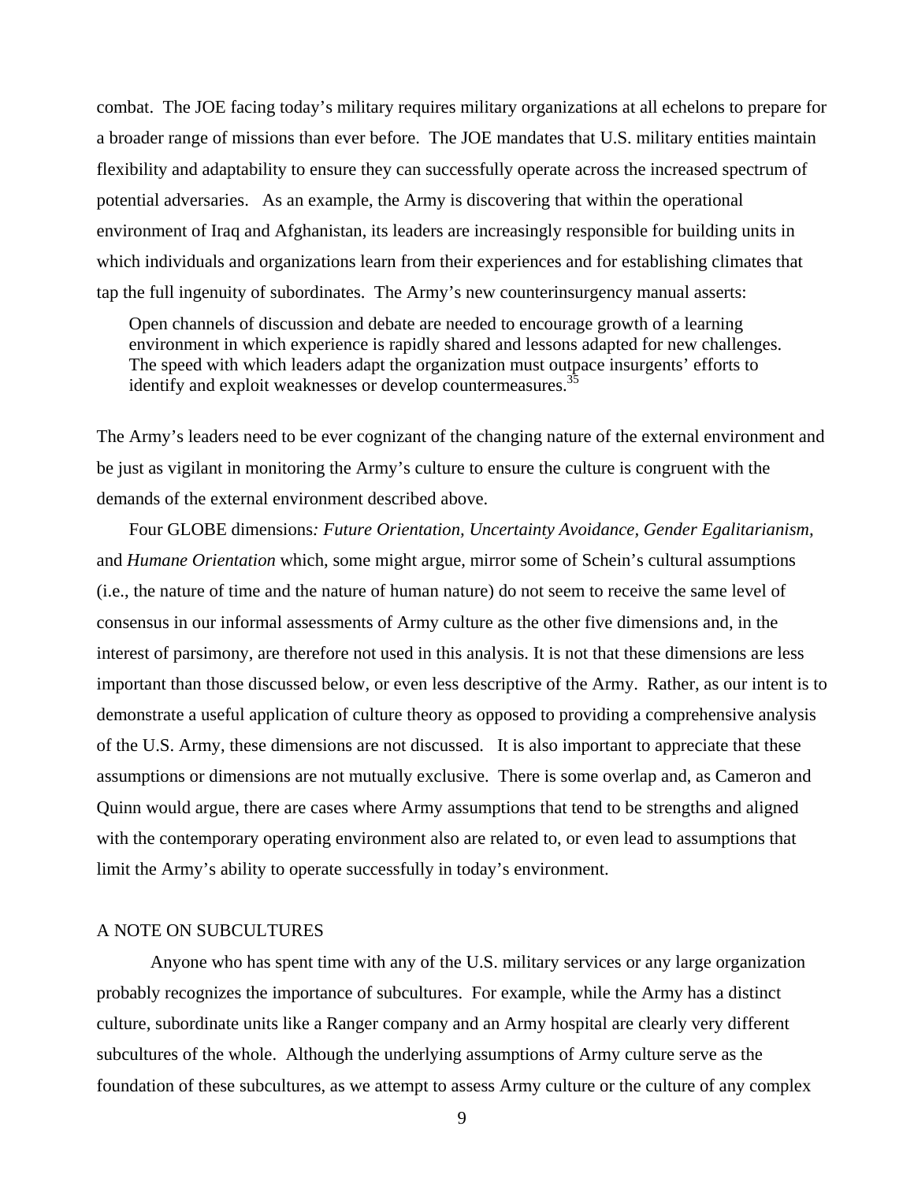combat. The JOE facing today's military requires military organizations at all echelons to prepare for a broader range of missions than ever before. The JOE mandates that U.S. military entities maintain flexibility and adaptability to ensure they can successfully operate across the increased spectrum of potential adversaries. As an example, the Army is discovering that within the operational environment of Iraq and Afghanistan, its leaders are increasingly responsible for building units in which individuals and organizations learn from their experiences and for establishing climates that tap the full ingenuity of subordinates. The Army's new counterinsurgency manual asserts:

> Open channels of discussion and debate are needed to encourage growth of a learning environment in which experience is rapidly shared and lessons adapted for new challenges. The speed with which leaders adapt the organization must outpace insurgents' efforts to identify and exploit weaknesses or develop countermeasures.[35]

The Army's leaders need to be ever cognizant of the changing nature of the external environment and be just as vigilant in monitoring the Army's culture to ensure the culture is congruent with the demands of the external environment described above.

Four GLOBE dimensions*: Future Orientation*, *Uncertainty Avoidance*, *Gender Egalitarianism,* and *Humane Orientation* which, some might argue, mirror some of Schein's cultural assumptions (i.e., the nature of time and the nature of human nature) do not seem to receive the same level of consensus in our informal assessments of Army culture as the other five dimensions and, in the interest of parsimony, are therefore not used in this analysis. It is not that these dimensions are less important than those discussed below, or even less descriptive of the Army. Rather, as our intent is to demonstrate a useful application of culture theory as opposed to providing a comprehensive analysis of the U.S. Army, these dimensions are not discussed. It is also important to appreciate that these assumptions or dimensions are not mutually exclusive. There is some overlap and, as Cameron and Quinn would argue, there are cases where Army assumptions that tend to be strengths and aligned with the contemporary operating environment also are related to, or even lead to assumptions that limit the Army's ability to operate successfully in today's environment.

## A NOTE ON SUBCULTURES

Anyone who has spent time with any of the U.S. military services or any large organization probably recognizes the importance of subcultures. For example, while the Army has a distinct culture, subordinate units like a Ranger company and an Army hospital are clearly very different subcultures of the whole. Although the underlying assumptions of Army culture serve as the foundation of these subcultures, as we attempt to assess Army culture or the culture of any complex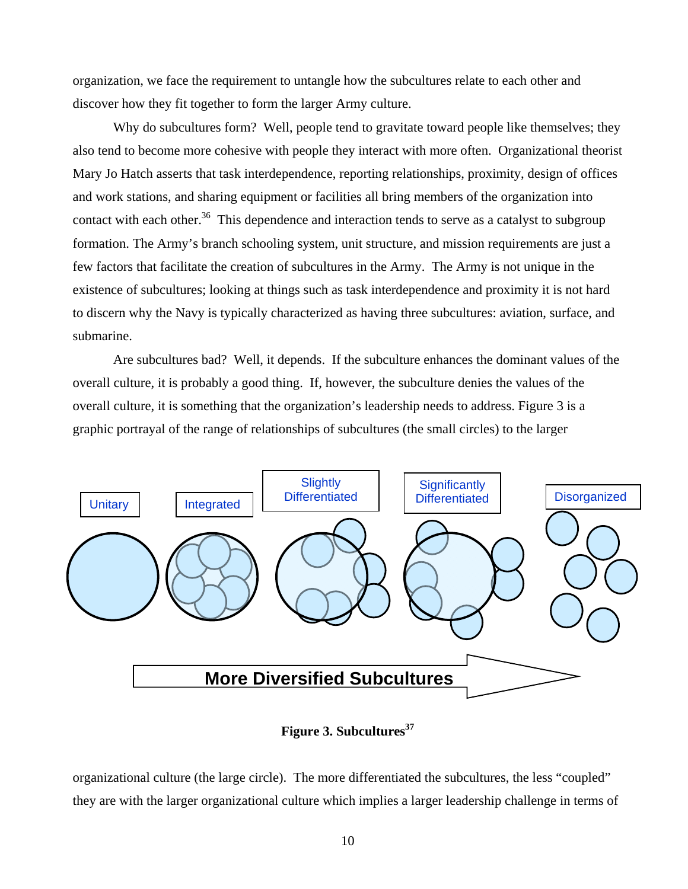organization, we face the requirement to untangle how the subcultures relate to each other and discover how they fit together to form the larger Army culture.

Why do subcultures form? Well, people tend to gravitate toward people like themselves; they also tend to become more cohesive with people they interact with more often. Organizational theorist Mary Jo Hatch asserts that task interdependence, reporting relationships, proximity, design of offices and work stations, and sharing equipment or facilities all bring members of the organization into contact with each other.[36] This dependence and interaction tends to serve as a catalyst to subgroup formation. The Army's branch schooling system, unit structure, and mission requirements are just a few factors that facilitate the creation of subcultures in the Army. The Army is not unique in the existence of subcultures; looking at things such as task interdependence and proximity it is not hard to discern why the Navy is typically characterized as having three subcultures: aviation, surface, and submarine.

Are subcultures bad? Well, it depends. If the subculture enhances the dominant values of the overall culture, it is probably a good thing. If, however, the subculture denies the values of the overall culture, it is something that the organization's leadership needs to address. Figure 3 is a graphic portrayal of the range of relationships of subcultures (the small circles) to the larger

Unitary | Integrated | Slightly Differentiated | Significantly Differentiated | Disorganized

More Diversified Subcultures

**Figure 3. Subcultures[37]**

organizational culture (the large circle). The more differentiated the subcultures, the less "coupled" they are with the larger organizational culture which implies a larger leadership challenge in terms of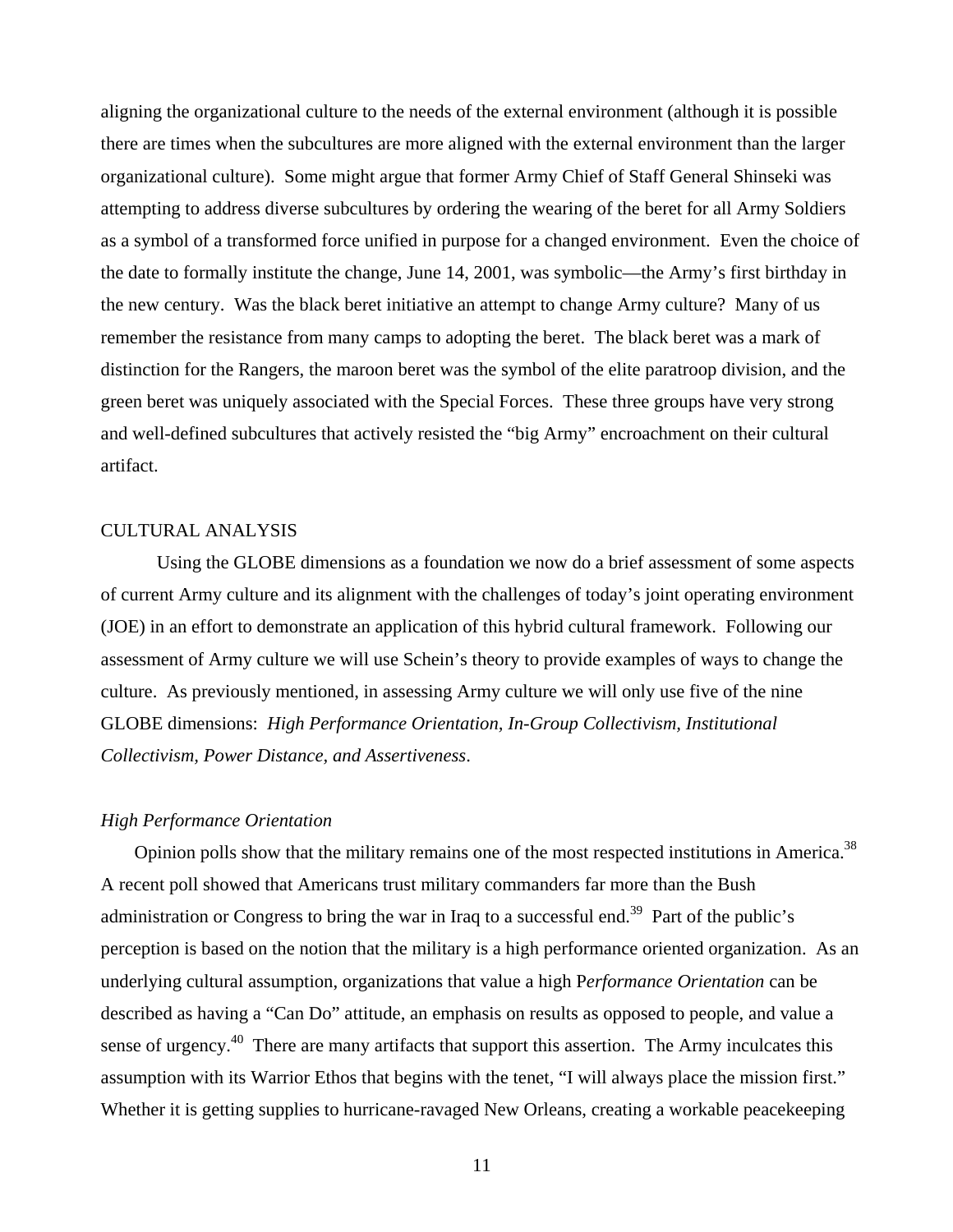aligning the organizational culture to the needs of the external environment (although it is possible there are times when the subcultures are more aligned with the external environment than the larger organizational culture). Some might argue that former Army Chief of Staff General Shinseki was attempting to address diverse subcultures by ordering the wearing of the beret for all Army Soldiers as a symbol of a transformed force unified in purpose for a changed environment. Even the choice of the date to formally institute the change, June 14, 2001, was symbolic—the Army's first birthday in the new century. Was the black beret initiative an attempt to change Army culture? Many of us remember the resistance from many camps to adopting the beret. The black beret was a mark of distinction for the Rangers, the maroon beret was the symbol of the elite paratroop division, and the green beret was uniquely associated with the Special Forces. These three groups have very strong and well-defined subcultures that actively resisted the "big Army" encroachment on their cultural artifact.

## CULTURAL ANALYSIS

Using the GLOBE dimensions as a foundation we now do a brief assessment of some aspects of current Army culture and its alignment with the challenges of today's joint operating environment (JOE) in an effort to demonstrate an application of this hybrid cultural framework. Following our assessment of Army culture we will use Schein's theory to provide examples of ways to change the culture. As previously mentioned, in assessing Army culture we will only use five of the nine GLOBE dimensions: *High Performance Orientation, In-Group Collectivism, Institutional Collectivism, Power Distance, and Assertiveness*.

### *High Performance Orientation*

Opinion polls show that the military remains one of the most respected institutions in America.[38] A recent poll showed that Americans trust military commanders far more than the Bush administration or Congress to bring the war in Iraq to a successful end.[39] Part of the public's perception is based on the notion that the military is a high performance oriented organization. As an underlying cultural assumption, organizations that value a high P*erformance Orientation* can be described as having a "Can Do" attitude, an emphasis on results as opposed to people, and value a sense of urgency.[40] There are many artifacts that support this assertion. The Army inculcates this assumption with its Warrior Ethos that begins with the tenet, "I will always place the mission first." Whether it is getting supplies to hurricane-ravaged New Orleans, creating a workable peacekeeping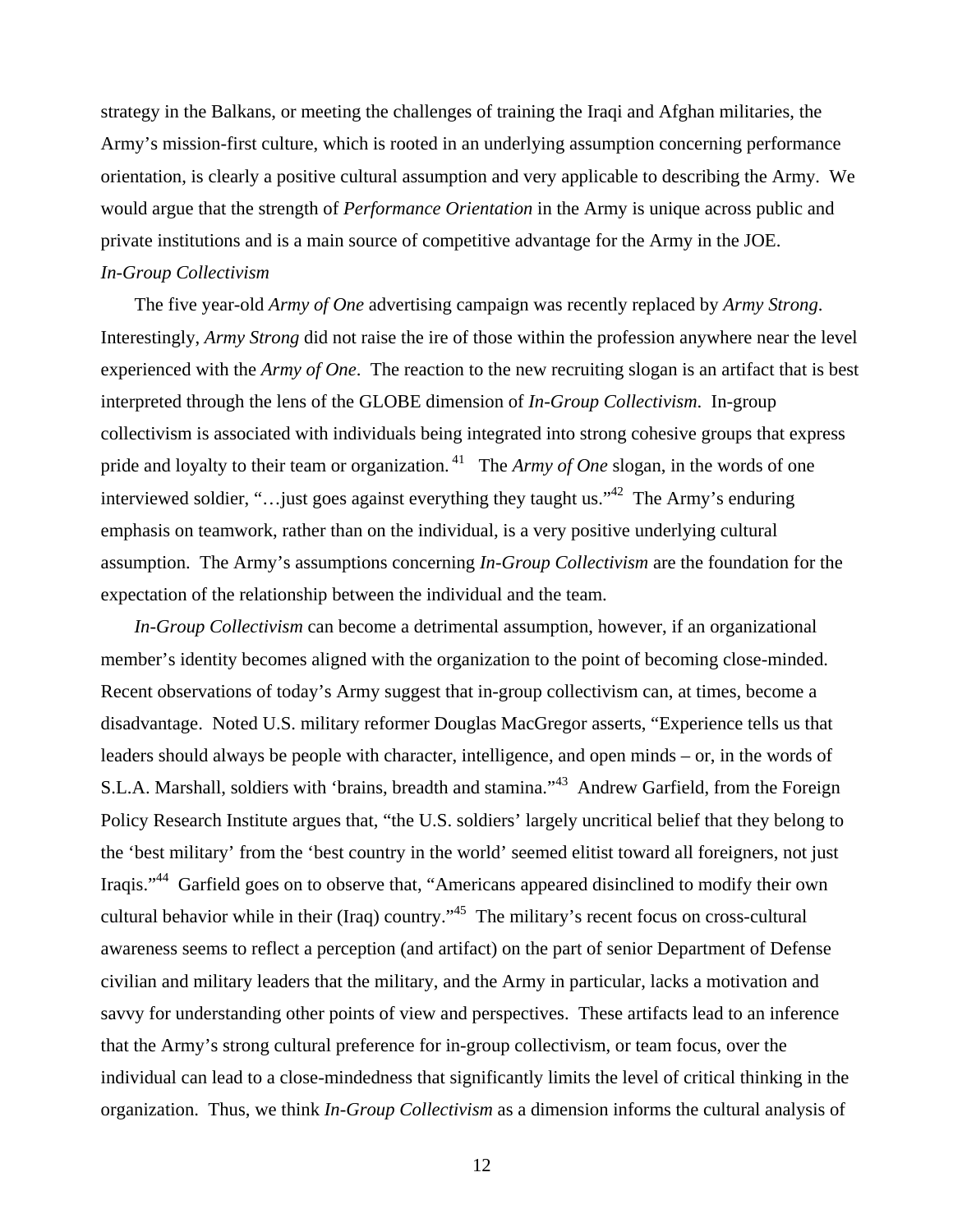strategy in the Balkans, or meeting the challenges of training the Iraqi and Afghan militaries, the Army's mission-first culture, which is rooted in an underlying assumption concerning performance orientation, is clearly a positive cultural assumption and very applicable to describing the Army. We would argue that the strength of *Performance Orientation* in the Army is unique across public and private institutions and is a main source of competitive advantage for the Army in the JOE.

*In-Group Collectivism*

The five year-old *Army of One* advertising campaign was recently replaced by *Army Strong*. Interestingly, *Army Strong* did not raise the ire of those within the profession anywhere near the level experienced with the *Army of One*. The reaction to the new recruiting slogan is an artifact that is best interpreted through the lens of the GLOBE dimension of *In-Group Collectivism*. In-group collectivism is associated with individuals being integrated into strong cohesive groups that express pride and loyalty to their team or organization.[41] The *Army of One* slogan, in the words of one interviewed soldier, "…just goes against everything they taught us."[42] The Army's enduring emphasis on teamwork, rather than on the individual, is a very positive underlying cultural assumption. The Army's assumptions concerning *In-Group Collectivism* are the foundation for the expectation of the relationship between the individual and the team.

*In-Group Collectivism* can become a detrimental assumption, however, if an organizational member's identity becomes aligned with the organization to the point of becoming close-minded. Recent observations of today's Army suggest that in-group collectivism can, at times, become a disadvantage. Noted U.S. military reformer Douglas MacGregor asserts, "Experience tells us that leaders should always be people with character, intelligence, and open minds – or, in the words of S.L.A. Marshall, soldiers with 'brains, breadth and stamina.'"[43] Andrew Garfield, from the Foreign Policy Research Institute argues that, "the U.S. soldiers' largely uncritical belief that they belong to the 'best military' from the 'best country in the world' seemed elitist toward all foreigners, not just Iraqis."[44] Garfield goes on to observe that, "Americans appeared disinclined to modify their own cultural behavior while in their (Iraq) country."[45] The military's recent focus on cross-cultural awareness seems to reflect a perception (and artifact) on the part of senior Department of Defense civilian and military leaders that the military, and the Army in particular, lacks a motivation and savvy for understanding other points of view and perspectives. These artifacts lead to an inference that the Army's strong cultural preference for in-group collectivism, or team focus, over the individual can lead to a close-mindedness that significantly limits the level of critical thinking in the organization. Thus, we think *In-Group Collectivism* as a dimension informs the cultural analysis of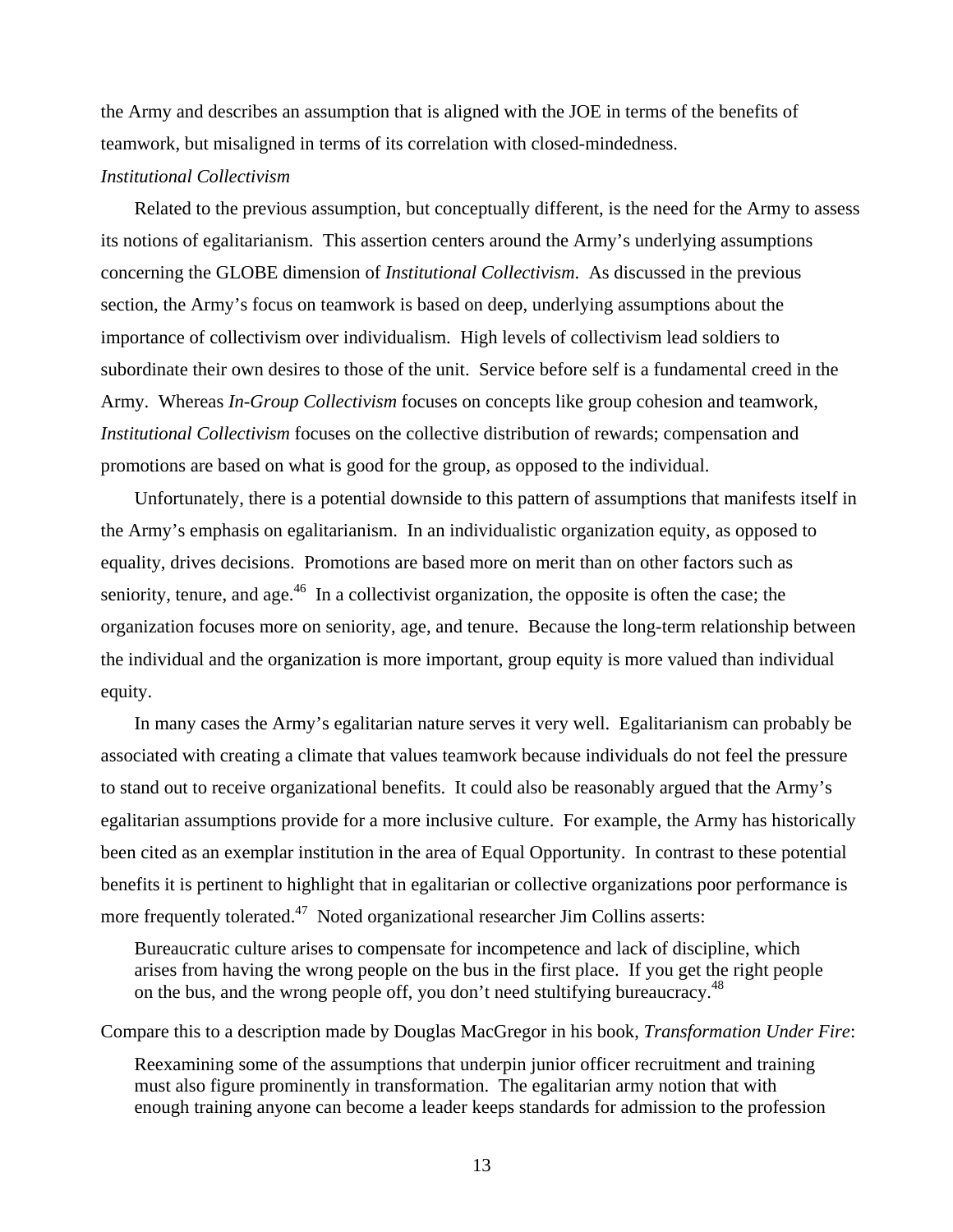the Army and describes an assumption that is aligned with the JOE in terms of the benefits of teamwork, but misaligned in terms of its correlation with closed-mindedness.

*Institutional Collectivism*

Related to the previous assumption, but conceptually different, is the need for the Army to assess its notions of egalitarianism. This assertion centers around the Army's underlying assumptions concerning the GLOBE dimension of *Institutional Collectivism*. As discussed in the previous section, the Army's focus on teamwork is based on deep, underlying assumptions about the importance of collectivism over individualism. High levels of collectivism lead soldiers to subordinate their own desires to those of the unit. Service before self is a fundamental creed in the Army. Whereas *In-Group Collectivism* focuses on concepts like group cohesion and teamwork, *Institutional Collectivism* focuses on the collective distribution of rewards; compensation and promotions are based on what is good for the group, as opposed to the individual.

Unfortunately, there is a potential downside to this pattern of assumptions that manifests itself in the Army's emphasis on egalitarianism. In an individualistic organization equity, as opposed to equality, drives decisions. Promotions are based more on merit than on other factors such as seniority, tenure, and age.[46] In a collectivist organization, the opposite is often the case; the organization focuses more on seniority, age, and tenure. Because the long-term relationship between the individual and the organization is more important, group equity is more valued than individual equity.

In many cases the Army's egalitarian nature serves it very well. Egalitarianism can probably be associated with creating a climate that values teamwork because individuals do not feel the pressure to stand out to receive organizational benefits. It could also be reasonably argued that the Army's egalitarian assumptions provide for a more inclusive culture. For example, the Army has historically been cited as an exemplar institution in the area of Equal Opportunity. In contrast to these potential benefits it is pertinent to highlight that in egalitarian or collective organizations poor performance is more frequently tolerated.[47] Noted organizational researcher Jim Collins asserts:

> Bureaucratic culture arises to compensate for incompetence and lack of discipline, which arises from having the wrong people on the bus in the first place. If you get the right people on the bus, and the wrong people off, you don't need stultifying bureaucracy.[48]

Compare this to a description made by Douglas MacGregor in his book, *Transformation Under Fire*:

> Reexamining some of the assumptions that underpin junior officer recruitment and training must also figure prominently in transformation. The egalitarian army notion that with enough training anyone can become a leader keeps standards for admission to the profession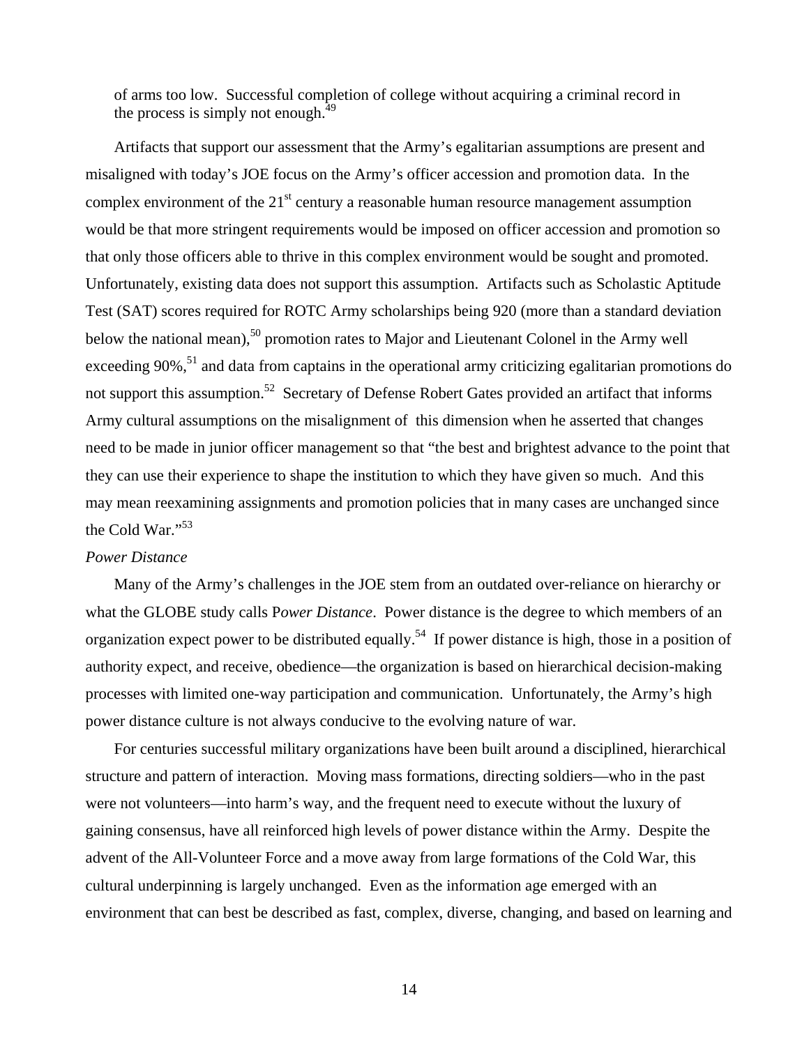of arms too low. Successful completion of college without acquiring a criminal record in the process is simply not enough.[49]

Artifacts that support our assessment that the Army's egalitarian assumptions are present and misaligned with today's JOE focus on the Army's officer accession and promotion data. In the complex environment of the 21st century a reasonable human resource management assumption would be that more stringent requirements would be imposed on officer accession and promotion so that only those officers able to thrive in this complex environment would be sought and promoted. Unfortunately, existing data does not support this assumption. Artifacts such as Scholastic Aptitude Test (SAT) scores required for ROTC Army scholarships being 920 (more than a standard deviation below the national mean),[50] promotion rates to Major and Lieutenant Colonel in the Army well exceeding 90%,[51] and data from captains in the operational army criticizing egalitarian promotions do not support this assumption.[52] Secretary of Defense Robert Gates provided an artifact that informs Army cultural assumptions on the misalignment of this dimension when he asserted that changes need to be made in junior officer management so that "the best and brightest advance to the point that they can use their experience to shape the institution to which they have given so much. And this may mean reexamining assignments and promotion policies that in many cases are unchanged since the Cold War."[53]

*Power Distance*

Many of the Army's challenges in the JOE stem from an outdated over-reliance on hierarchy or what the GLOBE study calls P*ower Distance*. Power distance is the degree to which members of an organization expect power to be distributed equally.[54] If power distance is high, those in a position of authority expect, and receive, obedience—the organization is based on hierarchical decision-making processes with limited one-way participation and communication. Unfortunately, the Army's high power distance culture is not always conducive to the evolving nature of war.

For centuries successful military organizations have been built around a disciplined, hierarchical structure and pattern of interaction. Moving mass formations, directing soldiers—who in the past were not volunteers—into harm's way, and the frequent need to execute without the luxury of gaining consensus, have all reinforced high levels of power distance within the Army. Despite the advent of the All-Volunteer Force and a move away from large formations of the Cold War, this cultural underpinning is largely unchanged. Even as the information age emerged with an environment that can best be described as fast, complex, diverse, changing, and based on learning and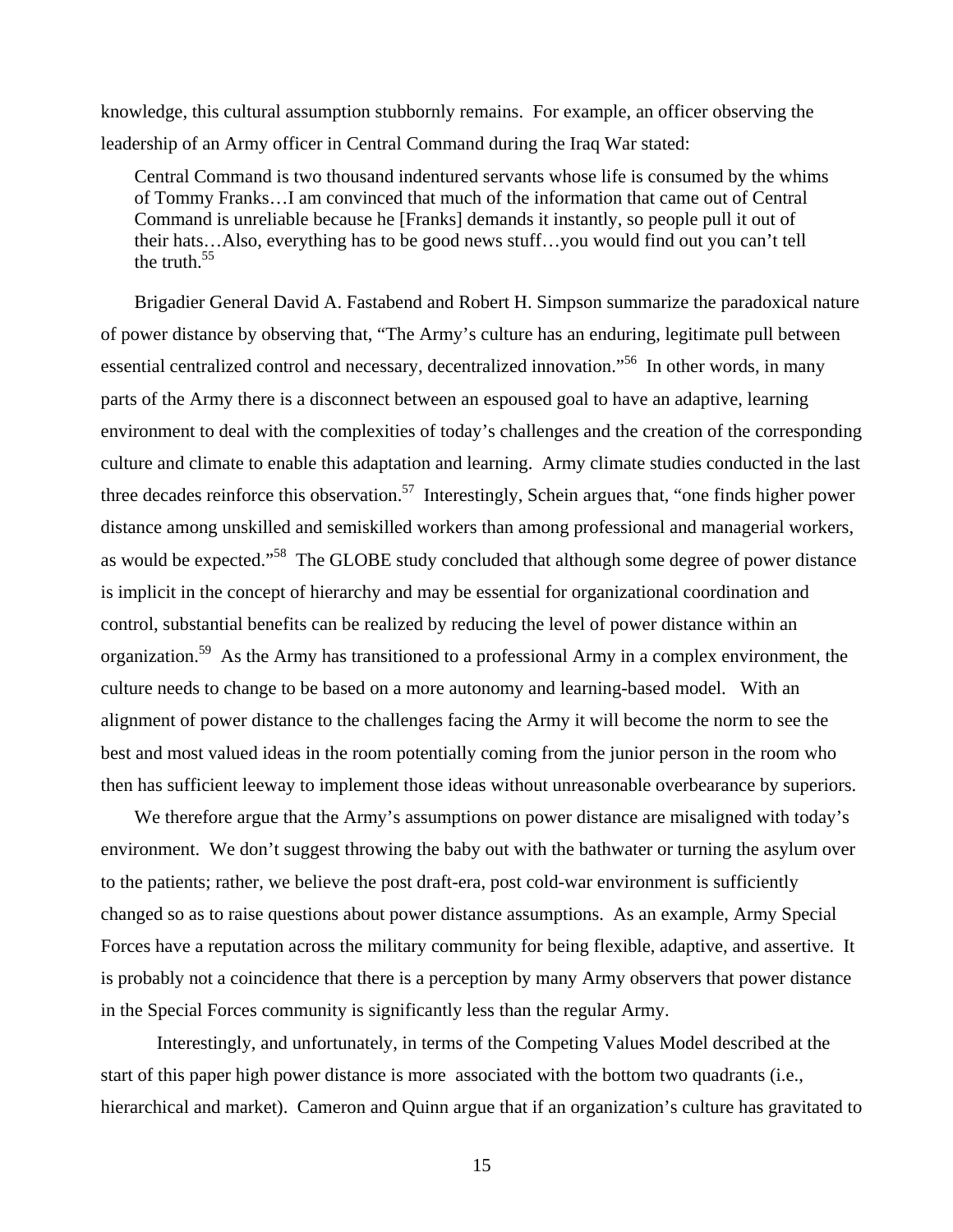knowledge, this cultural assumption stubbornly remains. For example, an officer observing the leadership of an Army officer in Central Command during the Iraq War stated:

> Central Command is two thousand indentured servants whose life is consumed by the whims of Tommy Franks…I am convinced that much of the information that came out of Central Command is unreliable because he [Franks] demands it instantly, so people pull it out of their hats…Also, everything has to be good news stuff…you would find out you can't tell the truth.[55]

Brigadier General David A. Fastabend and Robert H. Simpson summarize the paradoxical nature of power distance by observing that, "The Army's culture has an enduring, legitimate pull between essential centralized control and necessary, decentralized innovation."[56] In other words, in many parts of the Army there is a disconnect between an espoused goal to have an adaptive, learning environment to deal with the complexities of today's challenges and the creation of the corresponding culture and climate to enable this adaptation and learning. Army climate studies conducted in the last three decades reinforce this observation.[57] Interestingly, Schein argues that, "one finds higher power distance among unskilled and semiskilled workers than among professional and managerial workers, as would be expected."[58] The GLOBE study concluded that although some degree of power distance is implicit in the concept of hierarchy and may be essential for organizational coordination and control, substantial benefits can be realized by reducing the level of power distance within an organization.[59] As the Army has transitioned to a professional Army in a complex environment, the culture needs to change to be based on a more autonomy and learning-based model. With an alignment of power distance to the challenges facing the Army it will become the norm to see the best and most valued ideas in the room potentially coming from the junior person in the room who then has sufficient leeway to implement those ideas without unreasonable overbearance by superiors.

We therefore argue that the Army's assumptions on power distance are misaligned with today's environment. We don't suggest throwing the baby out with the bathwater or turning the asylum over to the patients; rather, we believe the post draft-era, post cold-war environment is sufficiently changed so as to raise questions about power distance assumptions. As an example, Army Special Forces have a reputation across the military community for being flexible, adaptive, and assertive. It is probably not a coincidence that there is a perception by many Army observers that power distance in the Special Forces community is significantly less than the regular Army.

Interestingly, and unfortunately, in terms of the Competing Values Model described at the start of this paper high power distance is more associated with the bottom two quadrants (i.e., hierarchical and market). Cameron and Quinn argue that if an organization's culture has gravitated to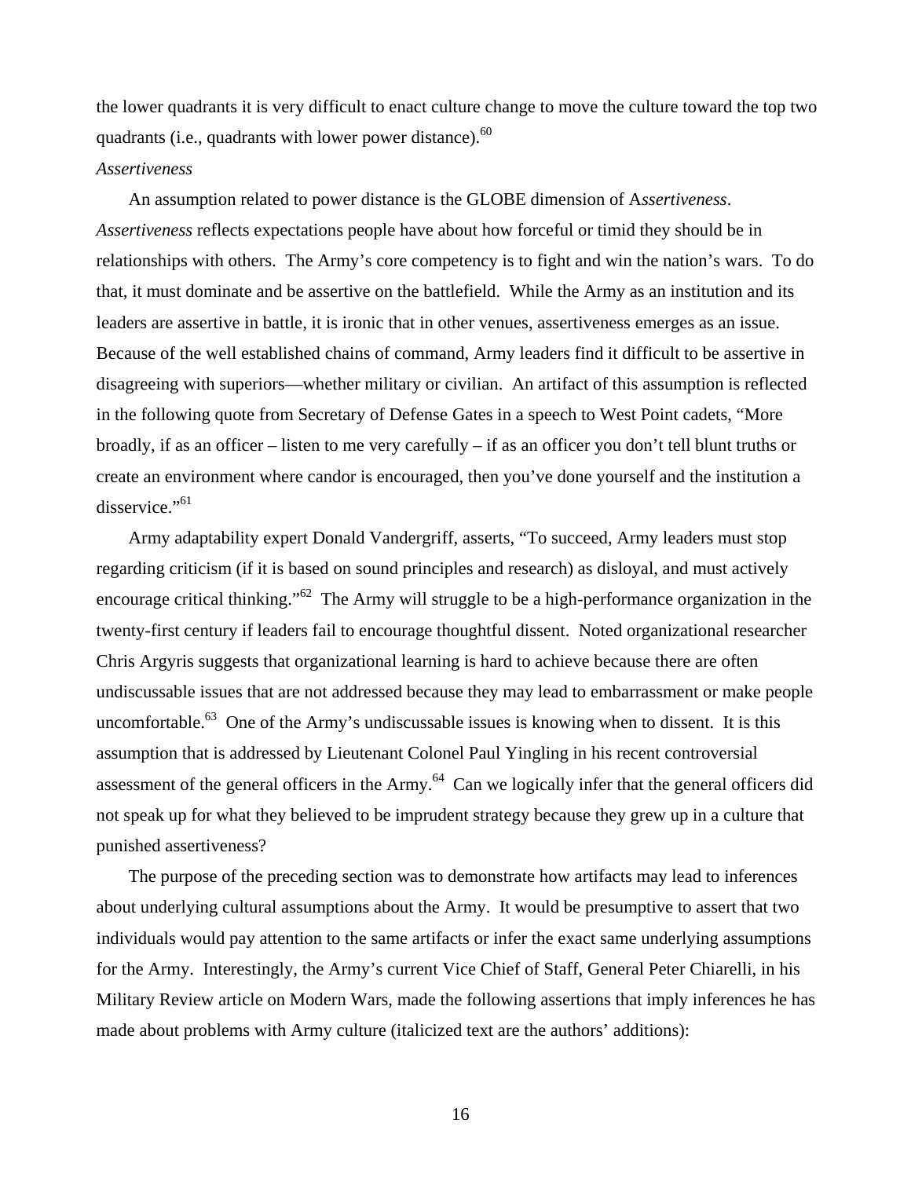the lower quadrants it is very difficult to enact culture change to move the culture toward the top two quadrants (i.e., quadrants with lower power distance).[60]

*Assertiveness*

An assumption related to power distance is the GLOBE dimension of A*ssertiveness*. *Assertiveness* reflects expectations people have about how forceful or timid they should be in relationships with others. The Army's core competency is to fight and win the nation's wars. To do that, it must dominate and be assertive on the battlefield. While the Army as an institution and its leaders are assertive in battle, it is ironic that in other venues, assertiveness emerges as an issue. Because of the well established chains of command, Army leaders find it difficult to be assertive in disagreeing with superiors—whether military or civilian. An artifact of this assumption is reflected in the following quote from Secretary of Defense Gates in a speech to West Point cadets, "More broadly, if as an officer – listen to me very carefully – if as an officer you don't tell blunt truths or create an environment where candor is encouraged, then you've done yourself and the institution a disservice."[61]

Army adaptability expert Donald Vandergriff, asserts, "To succeed, Army leaders must stop regarding criticism (if it is based on sound principles and research) as disloyal, and must actively encourage critical thinking."[62] The Army will struggle to be a high-performance organization in the twenty-first century if leaders fail to encourage thoughtful dissent. Noted organizational researcher Chris Argyris suggests that organizational learning is hard to achieve because there are often undiscussable issues that are not addressed because they may lead to embarrassment or make people uncomfortable.[63] One of the Army's undiscussable issues is knowing when to dissent. It is this assumption that is addressed by Lieutenant Colonel Paul Yingling in his recent controversial assessment of the general officers in the Army.[64] Can we logically infer that the general officers did not speak up for what they believed to be imprudent strategy because they grew up in a culture that punished assertiveness?

The purpose of the preceding section was to demonstrate how artifacts may lead to inferences about underlying cultural assumptions about the Army. It would be presumptive to assert that two individuals would pay attention to the same artifacts or infer the exact same underlying assumptions for the Army. Interestingly, the Army's current Vice Chief of Staff, General Peter Chiarelli, in his Military Review article on Modern Wars, made the following assertions that imply inferences he has made about problems with Army culture (italicized text are the authors' additions):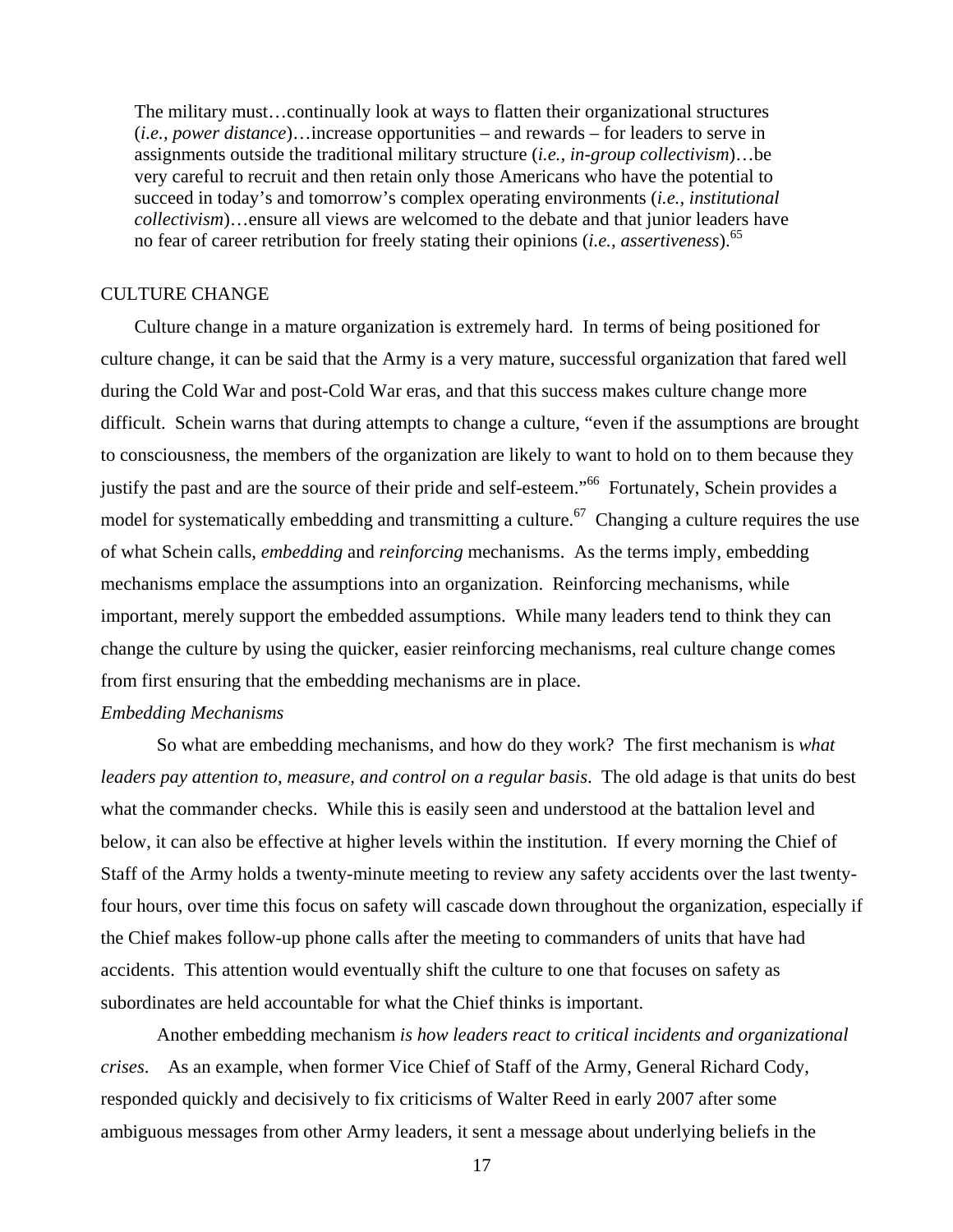> The military must…continually look at ways to flatten their organizational structures (*i.e., power distance*)…increase opportunities – and rewards – for leaders to serve in assignments outside the traditional military structure (*i.e., in-group collectivism*)…be very careful to recruit and then retain only those Americans who have the potential to succeed in today's and tomorrow's complex operating environments (*i.e., institutional collectivism*)…ensure all views are welcomed to the debate and that junior leaders have no fear of career retribution for freely stating their opinions (*i.e., assertiveness*).[65]

## CULTURE CHANGE

Culture change in a mature organization is extremely hard. In terms of being positioned for culture change, it can be said that the Army is a very mature, successful organization that fared well during the Cold War and post-Cold War eras, and that this success makes culture change more difficult. Schein warns that during attempts to change a culture, "even if the assumptions are brought to consciousness, the members of the organization are likely to want to hold on to them because they justify the past and are the source of their pride and self-esteem."[66] Fortunately, Schein provides a model for systematically embedding and transmitting a culture.[67] Changing a culture requires the use of what Schein calls, *embedding* and *reinforcing* mechanisms. As the terms imply, embedding mechanisms emplace the assumptions into an organization. Reinforcing mechanisms, while important, merely support the embedded assumptions. While many leaders tend to think they can change the culture by using the quicker, easier reinforcing mechanisms, real culture change comes from first ensuring that the embedding mechanisms are in place.

### *Embedding Mechanisms*

So what are embedding mechanisms, and how do they work? The first mechanism is *what leaders pay attention to, measure, and control on a regular basis*. The old adage is that units do best what the commander checks. While this is easily seen and understood at the battalion level and below, it can also be effective at higher levels within the institution. If every morning the Chief of Staff of the Army holds a twenty-minute meeting to review any safety accidents over the last twenty-four hours, over time this focus on safety will cascade down throughout the organization, especially if the Chief makes follow-up phone calls after the meeting to commanders of units that have had accidents. This attention would eventually shift the culture to one that focuses on safety as subordinates are held accountable for what the Chief thinks is important.

Another embedding mechanism *is how leaders react to critical incidents and organizational crises*. As an example, when former Vice Chief of Staff of the Army, General Richard Cody, responded quickly and decisively to fix criticisms of Walter Reed in early 2007 after some ambiguous messages from other Army leaders, it sent a message about underlying beliefs in the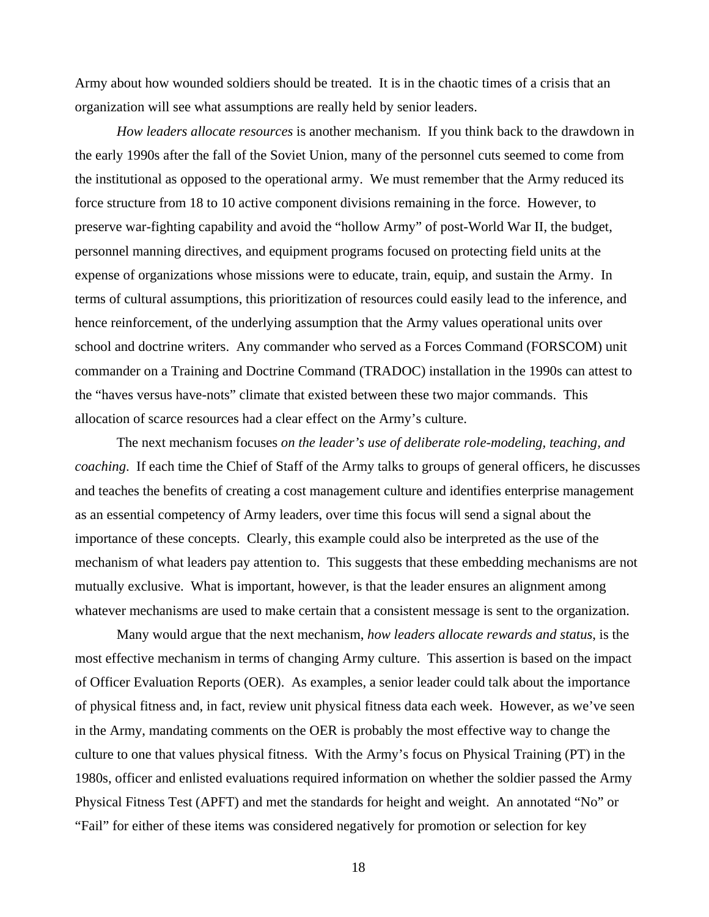Army about how wounded soldiers should be treated. It is in the chaotic times of a crisis that an organization will see what assumptions are really held by senior leaders.

*How leaders allocate resources* is another mechanism. If you think back to the drawdown in the early 1990s after the fall of the Soviet Union, many of the personnel cuts seemed to come from the institutional as opposed to the operational army. We must remember that the Army reduced its force structure from 18 to 10 active component divisions remaining in the force. However, to preserve war-fighting capability and avoid the "hollow Army" of post-World War II, the budget, personnel manning directives, and equipment programs focused on protecting field units at the expense of organizations whose missions were to educate, train, equip, and sustain the Army. In terms of cultural assumptions, this prioritization of resources could easily lead to the inference, and hence reinforcement, of the underlying assumption that the Army values operational units over school and doctrine writers. Any commander who served as a Forces Command (FORSCOM) unit commander on a Training and Doctrine Command (TRADOC) installation in the 1990s can attest to the "haves versus have-nots" climate that existed between these two major commands. This allocation of scarce resources had a clear effect on the Army's culture.

The next mechanism focuses *on the leader's use of deliberate role-modeling, teaching, and coaching*. If each time the Chief of Staff of the Army talks to groups of general officers, he discusses and teaches the benefits of creating a cost management culture and identifies enterprise management as an essential competency of Army leaders, over time this focus will send a signal about the importance of these concepts. Clearly, this example could also be interpreted as the use of the mechanism of what leaders pay attention to. This suggests that these embedding mechanisms are not mutually exclusive. What is important, however, is that the leader ensures an alignment among whatever mechanisms are used to make certain that a consistent message is sent to the organization.

Many would argue that the next mechanism, *how leaders allocate rewards and status*, is the most effective mechanism in terms of changing Army culture. This assertion is based on the impact of Officer Evaluation Reports (OER). As examples, a senior leader could talk about the importance of physical fitness and, in fact, review unit physical fitness data each week. However, as we've seen in the Army, mandating comments on the OER is probably the most effective way to change the culture to one that values physical fitness. With the Army's focus on Physical Training (PT) in the 1980s, officer and enlisted evaluations required information on whether the soldier passed the Army Physical Fitness Test (APFT) and met the standards for height and weight. An annotated "No" or "Fail" for either of these items was considered negatively for promotion or selection for key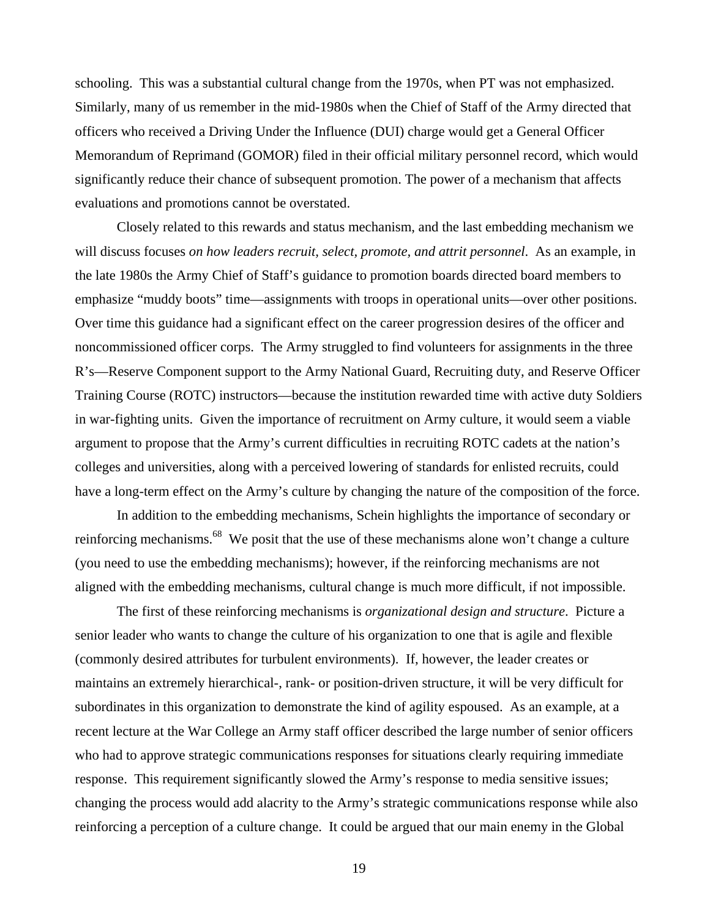schooling. This was a substantial cultural change from the 1970s, when PT was not emphasized. Similarly, many of us remember in the mid-1980s when the Chief of Staff of the Army directed that officers who received a Driving Under the Influence (DUI) charge would get a General Officer Memorandum of Reprimand (GOMOR) filed in their official military personnel record, which would significantly reduce their chance of subsequent promotion. The power of a mechanism that affects evaluations and promotions cannot be overstated.

Closely related to this rewards and status mechanism, and the last embedding mechanism we will discuss focuses *on how leaders recruit, select, promote, and attrit personnel*. As an example, in the late 1980s the Army Chief of Staff's guidance to promotion boards directed board members to emphasize "muddy boots" time—assignments with troops in operational units—over other positions. Over time this guidance had a significant effect on the career progression desires of the officer and noncommissioned officer corps. The Army struggled to find volunteers for assignments in the three R's—Reserve Component support to the Army National Guard, Recruiting duty, and Reserve Officer Training Course (ROTC) instructors—because the institution rewarded time with active duty Soldiers in war-fighting units. Given the importance of recruitment on Army culture, it would seem a viable argument to propose that the Army's current difficulties in recruiting ROTC cadets at the nation's colleges and universities, along with a perceived lowering of standards for enlisted recruits, could have a long-term effect on the Army's culture by changing the nature of the composition of the force.

In addition to the embedding mechanisms, Schein highlights the importance of secondary or reinforcing mechanisms.[68] We posit that the use of these mechanisms alone won't change a culture (you need to use the embedding mechanisms); however, if the reinforcing mechanisms are not aligned with the embedding mechanisms, cultural change is much more difficult, if not impossible.

The first of these reinforcing mechanisms is *organizational design and structure*. Picture a senior leader who wants to change the culture of his organization to one that is agile and flexible (commonly desired attributes for turbulent environments). If, however, the leader creates or maintains an extremely hierarchical-, rank- or position-driven structure, it will be very difficult for subordinates in this organization to demonstrate the kind of agility espoused. As an example, at a recent lecture at the War College an Army staff officer described the large number of senior officers who had to approve strategic communications responses for situations clearly requiring immediate response. This requirement significantly slowed the Army's response to media sensitive issues; changing the process would add alacrity to the Army's strategic communications response while also reinforcing a perception of a culture change. It could be argued that our main enemy in the Global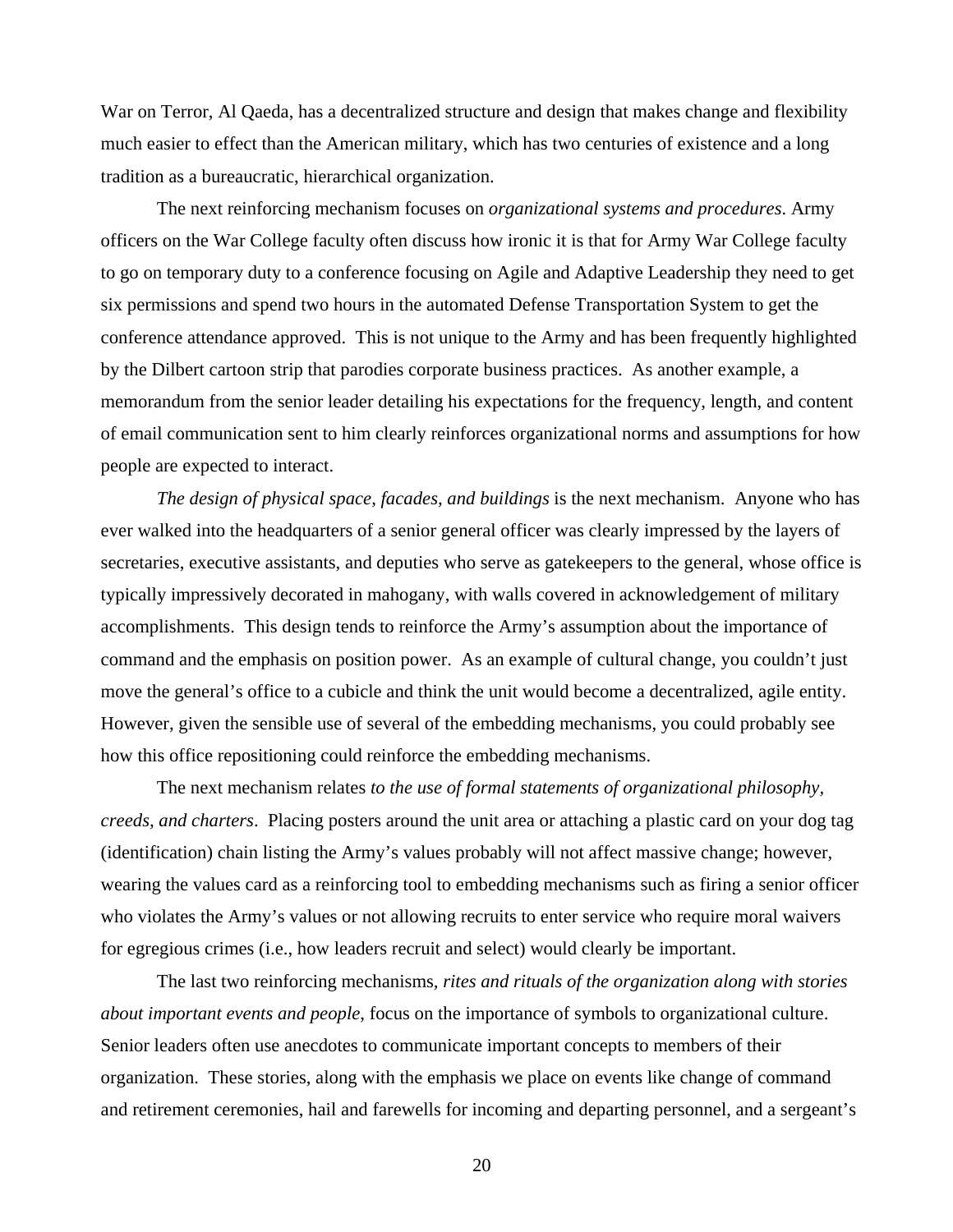War on Terror, Al Qaeda, has a decentralized structure and design that makes change and flexibility much easier to effect than the American military, which has two centuries of existence and a long tradition as a bureaucratic, hierarchical organization.

The next reinforcing mechanism focuses on *organizational systems and procedures*. Army officers on the War College faculty often discuss how ironic it is that for Army War College faculty to go on temporary duty to a conference focusing on Agile and Adaptive Leadership they need to get six permissions and spend two hours in the automated Defense Transportation System to get the conference attendance approved. This is not unique to the Army and has been frequently highlighted by the Dilbert cartoon strip that parodies corporate business practices. As another example, a memorandum from the senior leader detailing his expectations for the frequency, length, and content of email communication sent to him clearly reinforces organizational norms and assumptions for how people are expected to interact.

*The design of physical space, facades, and buildings* is the next mechanism. Anyone who has ever walked into the headquarters of a senior general officer was clearly impressed by the layers of secretaries, executive assistants, and deputies who serve as gatekeepers to the general, whose office is typically impressively decorated in mahogany, with walls covered in acknowledgement of military accomplishments. This design tends to reinforce the Army's assumption about the importance of command and the emphasis on position power. As an example of cultural change, you couldn't just move the general's office to a cubicle and think the unit would become a decentralized, agile entity. However, given the sensible use of several of the embedding mechanisms, you could probably see how this office repositioning could reinforce the embedding mechanisms.

The next mechanism relates *to the use of formal statements of organizational philosophy, creeds, and charters*. Placing posters around the unit area or attaching a plastic card on your dog tag (identification) chain listing the Army's values probably will not affect massive change; however, wearing the values card as a reinforcing tool to embedding mechanisms such as firing a senior officer who violates the Army's values or not allowing recruits to enter service who require moral waivers for egregious crimes (i.e., how leaders recruit and select) would clearly be important.

The last two reinforcing mechanisms, *rites and rituals of the organization along with stories about important events and people*, focus on the importance of symbols to organizational culture. Senior leaders often use anecdotes to communicate important concepts to members of their organization. These stories, along with the emphasis we place on events like change of command and retirement ceremonies, hail and farewells for incoming and departing personnel, and a sergeant's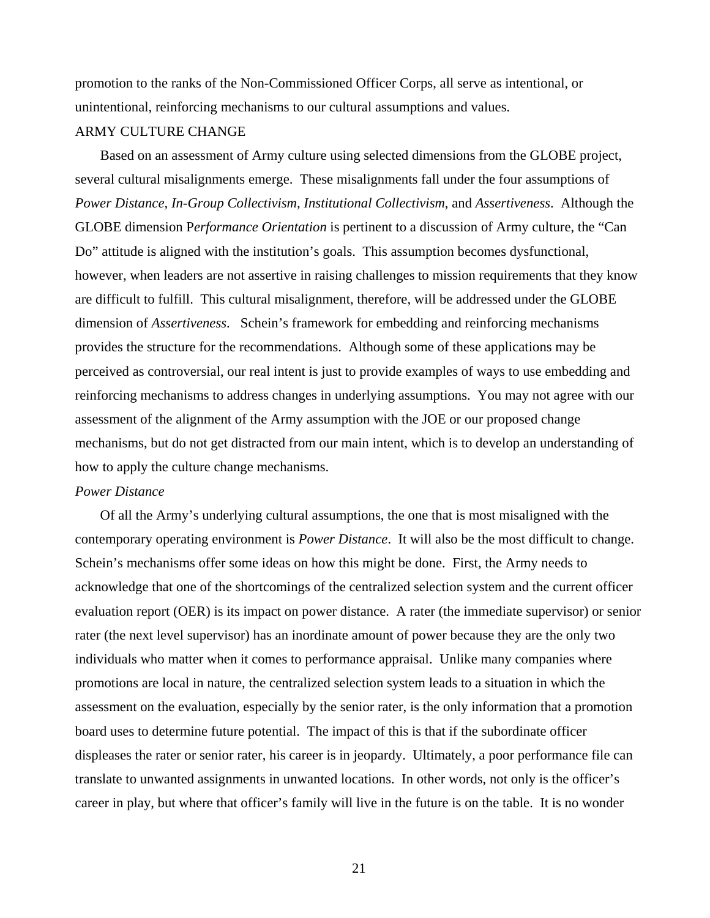promotion to the ranks of the Non-Commissioned Officer Corps, all serve as intentional, or unintentional, reinforcing mechanisms to our cultural assumptions and values.

## ARMY CULTURE CHANGE

Based on an assessment of Army culture using selected dimensions from the GLOBE project, several cultural misalignments emerge. These misalignments fall under the four assumptions of *Power Distance, In-Group Collectivism, Institutional Collectivism*, and *Assertiveness*. Although the GLOBE dimension P*erformance Orientation* is pertinent to a discussion of Army culture, the "Can Do" attitude is aligned with the institution's goals. This assumption becomes dysfunctional, however, when leaders are not assertive in raising challenges to mission requirements that they know are difficult to fulfill. This cultural misalignment, therefore, will be addressed under the GLOBE dimension of *Assertiveness*. Schein's framework for embedding and reinforcing mechanisms provides the structure for the recommendations. Although some of these applications may be perceived as controversial, our real intent is just to provide examples of ways to use embedding and reinforcing mechanisms to address changes in underlying assumptions. You may not agree with our assessment of the alignment of the Army assumption with the JOE or our proposed change mechanisms, but do not get distracted from our main intent, which is to develop an understanding of how to apply the culture change mechanisms.

### *Power Distance*

Of all the Army's underlying cultural assumptions, the one that is most misaligned with the contemporary operating environment is *Power Distance*. It will also be the most difficult to change. Schein's mechanisms offer some ideas on how this might be done. First, the Army needs to acknowledge that one of the shortcomings of the centralized selection system and the current officer evaluation report (OER) is its impact on power distance. A rater (the immediate supervisor) or senior rater (the next level supervisor) has an inordinate amount of power because they are the only two individuals who matter when it comes to performance appraisal. Unlike many companies where promotions are local in nature, the centralized selection system leads to a situation in which the assessment on the evaluation, especially by the senior rater, is the only information that a promotion board uses to determine future potential. The impact of this is that if the subordinate officer displeases the rater or senior rater, his career is in jeopardy. Ultimately, a poor performance file can translate to unwanted assignments in unwanted locations. In other words, not only is the officer's career in play, but where that officer's family will live in the future is on the table. It is no wonder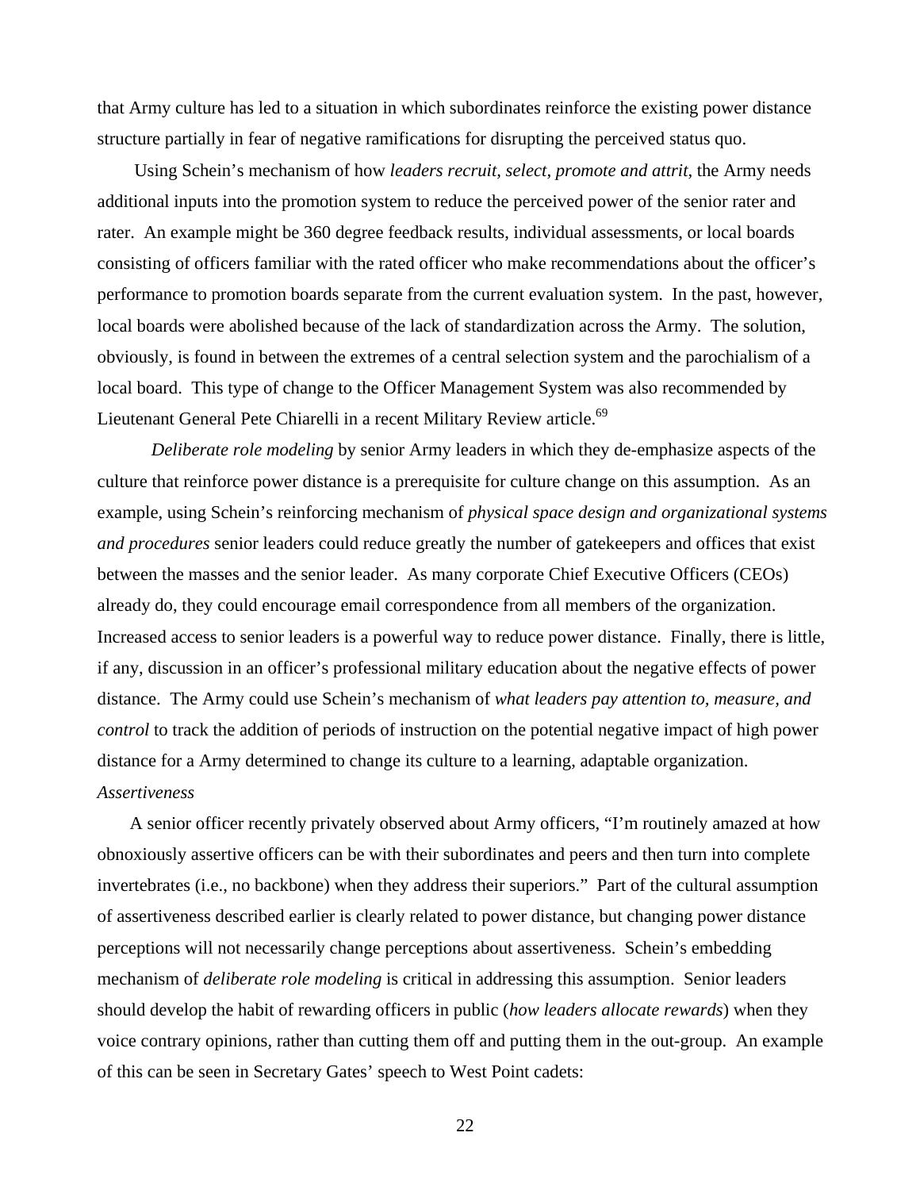that Army culture has led to a situation in which subordinates reinforce the existing power distance structure partially in fear of negative ramifications for disrupting the perceived status quo.

Using Schein's mechanism of how *leaders recruit, select, promote and attrit*, the Army needs additional inputs into the promotion system to reduce the perceived power of the senior rater and rater. An example might be 360 degree feedback results, individual assessments, or local boards consisting of officers familiar with the rated officer who make recommendations about the officer's performance to promotion boards separate from the current evaluation system. In the past, however, local boards were abolished because of the lack of standardization across the Army. The solution, obviously, is found in between the extremes of a central selection system and the parochialism of a local board. This type of change to the Officer Management System was also recommended by Lieutenant General Pete Chiarelli in a recent Military Review article.[69]

*Deliberate role modeling* by senior Army leaders in which they de-emphasize aspects of the culture that reinforce power distance is a prerequisite for culture change on this assumption. As an example, using Schein's reinforcing mechanism of *physical space design and organizational systems and procedures* senior leaders could reduce greatly the number of gatekeepers and offices that exist between the masses and the senior leader. As many corporate Chief Executive Officers (CEOs) already do, they could encourage email correspondence from all members of the organization. Increased access to senior leaders is a powerful way to reduce power distance. Finally, there is little, if any, discussion in an officer's professional military education about the negative effects of power distance. The Army could use Schein's mechanism of *what leaders pay attention to, measure, and control* to track the addition of periods of instruction on the potential negative impact of high power distance for a Army determined to change its culture to a learning, adaptable organization.

*Assertiveness*

A senior officer recently privately observed about Army officers, "I'm routinely amazed at how obnoxiously assertive officers can be with their subordinates and peers and then turn into complete invertebrates (i.e., no backbone) when they address their superiors." Part of the cultural assumption of assertiveness described earlier is clearly related to power distance, but changing power distance perceptions will not necessarily change perceptions about assertiveness. Schein's embedding mechanism of *deliberate role modeling* is critical in addressing this assumption. Senior leaders should develop the habit of rewarding officers in public (*how leaders allocate rewards*) when they voice contrary opinions, rather than cutting them off and putting them in the out-group. An example of this can be seen in Secretary Gates' speech to West Point cadets: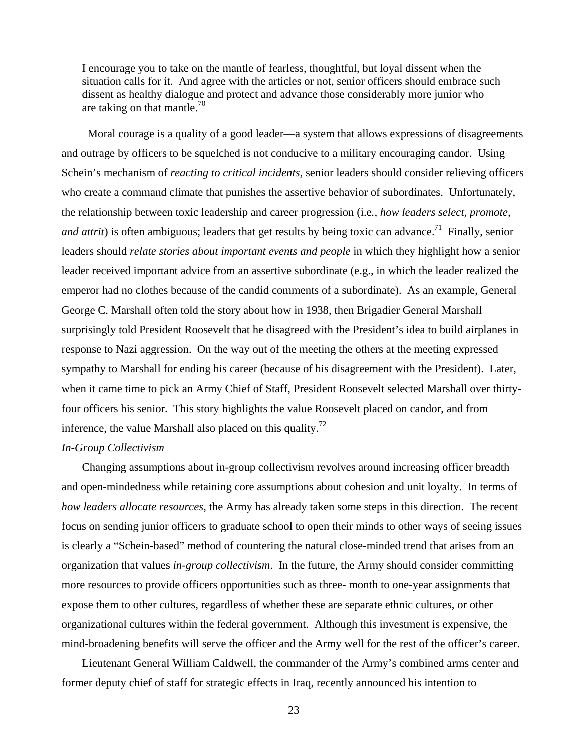> I encourage you to take on the mantle of fearless, thoughtful, but loyal dissent when the situation calls for it. And agree with the articles or not, senior officers should embrace such dissent as healthy dialogue and protect and advance those considerably more junior who are taking on that mantle.[70]

Moral courage is a quality of a good leader—a system that allows expressions of disagreements and outrage by officers to be squelched is not conducive to a military encouraging candor. Using Schein's mechanism of *reacting to critical incidents*, senior leaders should consider relieving officers who create a command climate that punishes the assertive behavior of subordinates. Unfortunately, the relationship between toxic leadership and career progression (i.e., *how leaders select, promote, and attrit*) is often ambiguous; leaders that get results by being toxic can advance.[71] Finally, senior leaders should *relate stories about important events and people* in which they highlight how a senior leader received important advice from an assertive subordinate (e.g., in which the leader realized the emperor had no clothes because of the candid comments of a subordinate). As an example, General George C. Marshall often told the story about how in 1938, then Brigadier General Marshall surprisingly told President Roosevelt that he disagreed with the President's idea to build airplanes in response to Nazi aggression. On the way out of the meeting the others at the meeting expressed sympathy to Marshall for ending his career (because of his disagreement with the President). Later, when it came time to pick an Army Chief of Staff, President Roosevelt selected Marshall over thirty-four officers his senior. This story highlights the value Roosevelt placed on candor, and from inference, the value Marshall also placed on this quality.[72]

*In-Group Collectivism*

Changing assumptions about in-group collectivism revolves around increasing officer breadth and open-mindedness while retaining core assumptions about cohesion and unit loyalty. In terms of *how leaders allocate resources*, the Army has already taken some steps in this direction. The recent focus on sending junior officers to graduate school to open their minds to other ways of seeing issues is clearly a "Schein-based" method of countering the natural close-minded trend that arises from an organization that values *in-group collectivism*. In the future, the Army should consider committing more resources to provide officers opportunities such as three- month to one-year assignments that expose them to other cultures, regardless of whether these are separate ethnic cultures, or other organizational cultures within the federal government. Although this investment is expensive, the mind-broadening benefits will serve the officer and the Army well for the rest of the officer's career.

Lieutenant General William Caldwell, the commander of the Army's combined arms center and former deputy chief of staff for strategic effects in Iraq, recently announced his intention to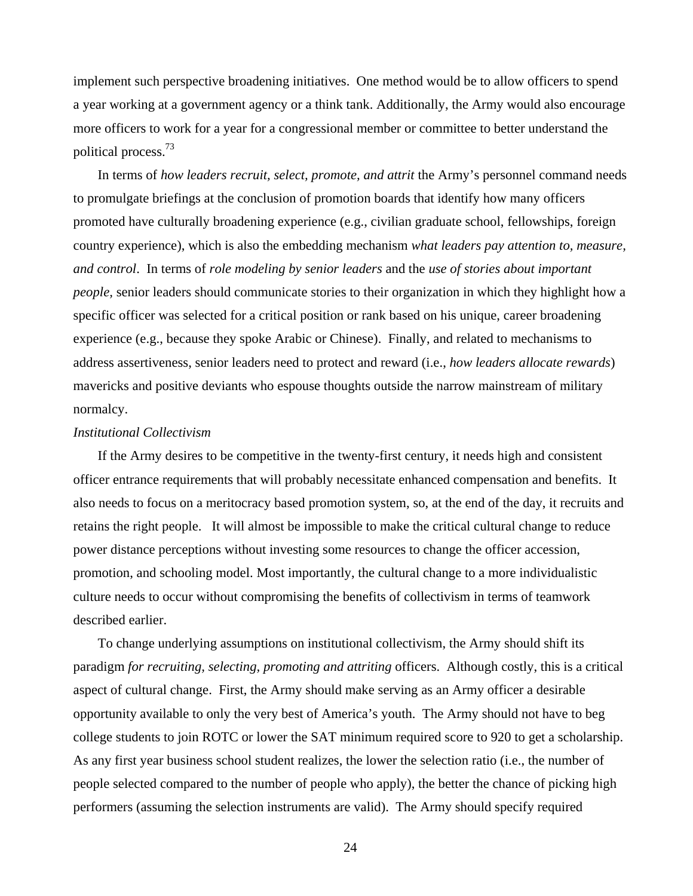implement such perspective broadening initiatives. One method would be to allow officers to spend a year working at a government agency or a think tank. Additionally, the Army would also encourage more officers to work for a year for a congressional member or committee to better understand the political process.[73]

In terms of *how leaders recruit, select, promote, and attrit* the Army's personnel command needs to promulgate briefings at the conclusion of promotion boards that identify how many officers promoted have culturally broadening experience (e.g., civilian graduate school, fellowships, foreign country experience), which is also the embedding mechanism *what leaders pay attention to, measure, and control*. In terms of *role modeling by senior leaders* and the *use of stories about important people,* senior leaders should communicate stories to their organization in which they highlight how a specific officer was selected for a critical position or rank based on his unique, career broadening experience (e.g., because they spoke Arabic or Chinese). Finally, and related to mechanisms to address assertiveness, senior leaders need to protect and reward (i.e., *how leaders allocate rewards*) mavericks and positive deviants who espouse thoughts outside the narrow mainstream of military normalcy.

*Institutional Collectivism*

If the Army desires to be competitive in the twenty-first century, it needs high and consistent officer entrance requirements that will probably necessitate enhanced compensation and benefits. It also needs to focus on a meritocracy based promotion system, so, at the end of the day, it recruits and retains the right people. It will almost be impossible to make the critical cultural change to reduce power distance perceptions without investing some resources to change the officer accession, promotion, and schooling model. Most importantly, the cultural change to a more individualistic culture needs to occur without compromising the benefits of collectivism in terms of teamwork described earlier.

To change underlying assumptions on institutional collectivism, the Army should shift its paradigm *for recruiting, selecting, promoting and attriting* officers. Although costly, this is a critical aspect of cultural change. First, the Army should make serving as an Army officer a desirable opportunity available to only the very best of America's youth. The Army should not have to beg college students to join ROTC or lower the SAT minimum required score to 920 to get a scholarship. As any first year business school student realizes, the lower the selection ratio (i.e., the number of people selected compared to the number of people who apply), the better the chance of picking high performers (assuming the selection instruments are valid). The Army should specify required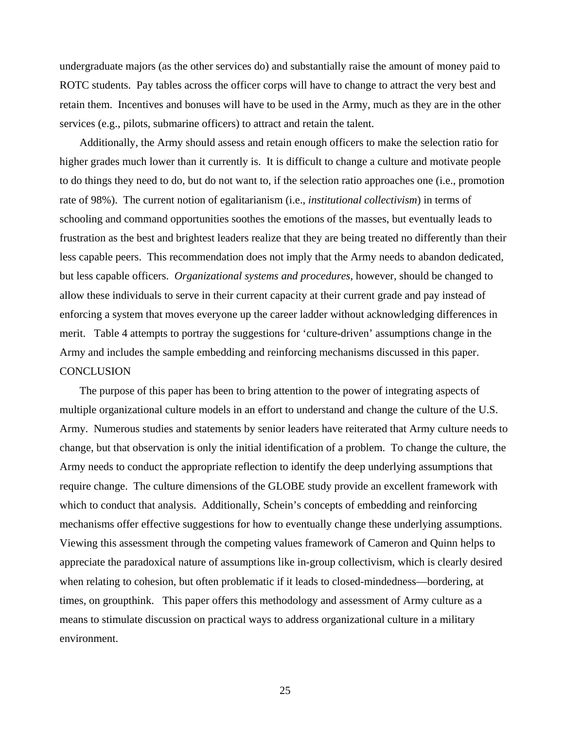undergraduate majors (as the other services do) and substantially raise the amount of money paid to ROTC students. Pay tables across the officer corps will have to change to attract the very best and retain them. Incentives and bonuses will have to be used in the Army, much as they are in the other services (e.g., pilots, submarine officers) to attract and retain the talent.

Additionally, the Army should assess and retain enough officers to make the selection ratio for higher grades much lower than it currently is. It is difficult to change a culture and motivate people to do things they need to do, but do not want to, if the selection ratio approaches one (i.e., promotion rate of 98%). The current notion of egalitarianism (i.e., *institutional collectivism*) in terms of schooling and command opportunities soothes the emotions of the masses, but eventually leads to frustration as the best and brightest leaders realize that they are being treated no differently than their less capable peers. This recommendation does not imply that the Army needs to abandon dedicated, but less capable officers. *Organizational systems and procedures,* however, should be changed to allow these individuals to serve in their current capacity at their current grade and pay instead of enforcing a system that moves everyone up the career ladder without acknowledging differences in merit. Table 4 attempts to portray the suggestions for 'culture-driven' assumptions change in the Army and includes the sample embedding and reinforcing mechanisms discussed in this paper.

## CONCLUSION

The purpose of this paper has been to bring attention to the power of integrating aspects of multiple organizational culture models in an effort to understand and change the culture of the U.S. Army. Numerous studies and statements by senior leaders have reiterated that Army culture needs to change, but that observation is only the initial identification of a problem. To change the culture, the Army needs to conduct the appropriate reflection to identify the deep underlying assumptions that require change. The culture dimensions of the GLOBE study provide an excellent framework with which to conduct that analysis. Additionally, Schein's concepts of embedding and reinforcing mechanisms offer effective suggestions for how to eventually change these underlying assumptions. Viewing this assessment through the competing values framework of Cameron and Quinn helps to appreciate the paradoxical nature of assumptions like in-group collectivism, which is clearly desired when relating to cohesion, but often problematic if it leads to closed-mindedness—bordering, at times, on groupthink. This paper offers this methodology and assessment of Army culture as a means to stimulate discussion on practical ways to address organizational culture in a military environment.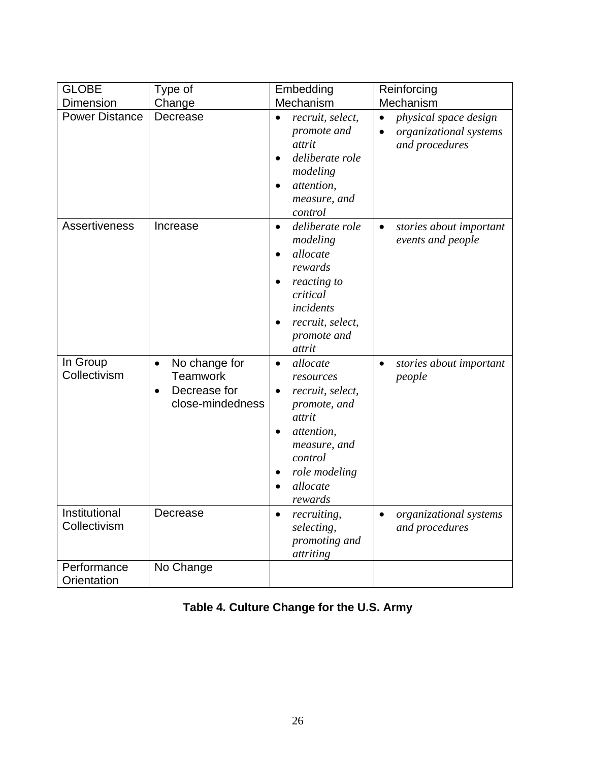| GLOBE Dimension | Type of Change | Embedding Mechanism | Reinforcing Mechanism |
|---|---|---|---|
| Power Distance | Decrease | • *recruit, select, promote and attrit*<br>• *deliberate role modeling*<br>• *attention, measure, and control* | • *physical space design*<br>• *organizational systems and procedures* |
| Assertiveness | Increase | • *deliberate role modeling*<br>• *allocate rewards*<br>• *reacting to critical incidents*<br>• *recruit, select, promote and attrit* | • *stories about important events and people* |
| In Group Collectivism | • No change for Teamwork<br>• Decrease for close-mindedness | • *allocate resources*<br>• *recruit, select, promote, and attrit*<br>• *attention, measure, and control*<br>• *role modeling*<br>• *allocate rewards* | • *stories about important people* |
| Institutional Collectivism | Decrease | • *recruiting, selecting, promoting and attriting* | • *organizational systems and procedures* |
| Performance Orientation | No Change | | |

**Table 4. Culture Change for the U.S. Army**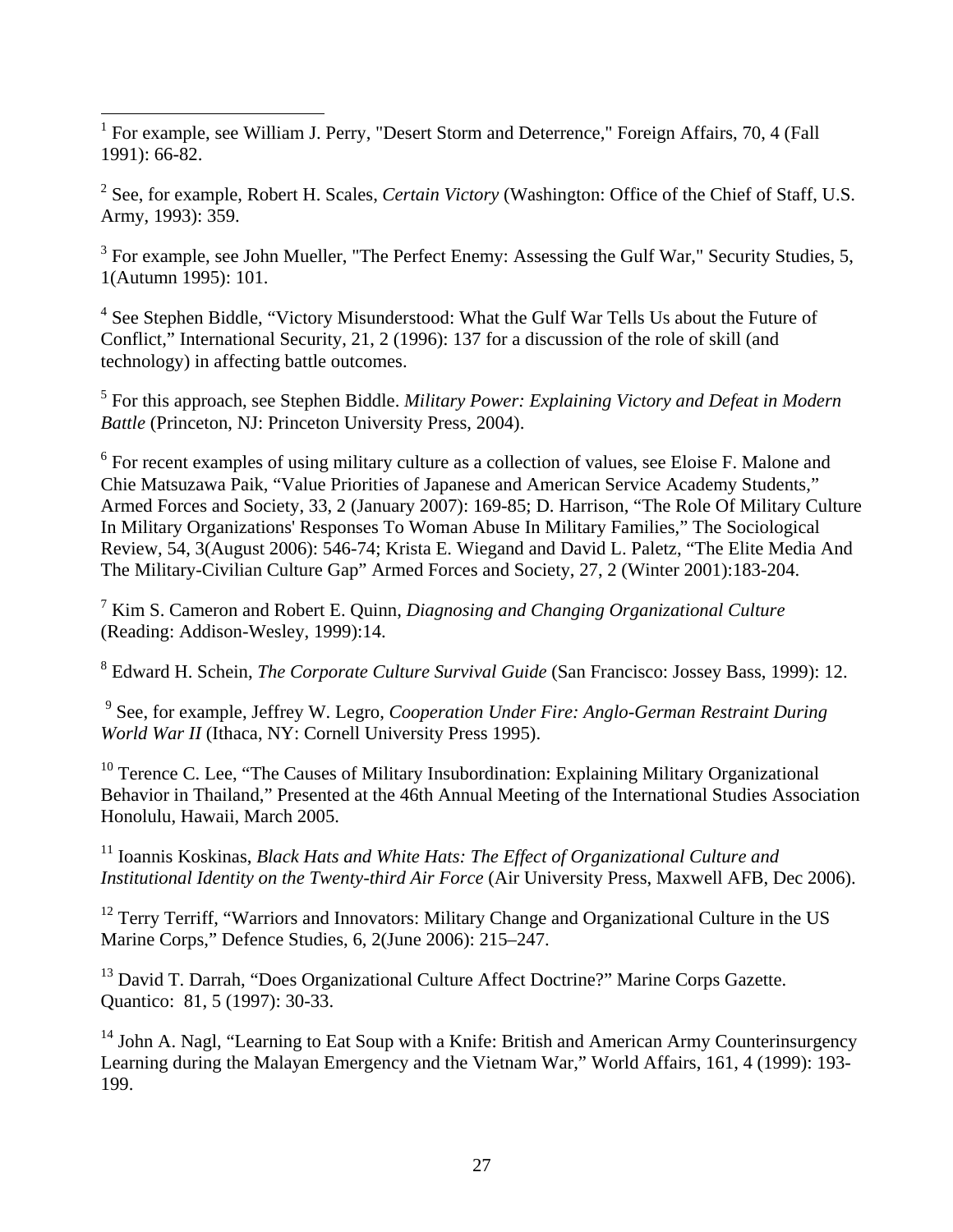[1] For example, see William J. Perry, "Desert Storm and Deterrence," Foreign Affairs, 70, 4 (Fall 1991): 66-82.

[2] See, for example, Robert H. Scales, *Certain Victory* (Washington: Office of the Chief of Staff, U.S. Army, 1993): 359.

[3] For example, see John Mueller, "The Perfect Enemy: Assessing the Gulf War," Security Studies, 5, 1(Autumn 1995): 101.

[4] See Stephen Biddle, "Victory Misunderstood: What the Gulf War Tells Us about the Future of Conflict," International Security, 21, 2 (1996): 137 for a discussion of the role of skill (and technology) in affecting battle outcomes.

[5] For this approach, see Stephen Biddle. *Military Power: Explaining Victory and Defeat in Modern Battle* (Princeton, NJ: Princeton University Press, 2004).

[6] For recent examples of using military culture as a collection of values, see Eloise F. Malone and Chie Matsuzawa Paik, "Value Priorities of Japanese and American Service Academy Students," Armed Forces and Society, 33, 2 (January 2007): 169-85; D. Harrison, "The Role Of Military Culture In Military Organizations' Responses To Woman Abuse In Military Families," The Sociological Review, 54, 3(August 2006): 546-74; Krista E. Wiegand and David L. Paletz, "The Elite Media And The Military-Civilian Culture Gap" Armed Forces and Society, 27, 2 (Winter 2001):183-204.

[7] Kim S. Cameron and Robert E. Quinn, *Diagnosing and Changing Organizational Culture* (Reading: Addison-Wesley, 1999):14.

[8] Edward H. Schein, *The Corporate Culture Survival Guide* (San Francisco: Jossey Bass, 1999): 12.

[9] See, for example, Jeffrey W. Legro, *Cooperation Under Fire: Anglo-German Restraint During World War II* (Ithaca, NY: Cornell University Press 1995).

[10] Terence C. Lee, "The Causes of Military Insubordination: Explaining Military Organizational Behavior in Thailand," Presented at the 46th Annual Meeting of the International Studies Association Honolulu, Hawaii, March 2005.

[11] Ioannis Koskinas, *Black Hats and White Hats: The Effect of Organizational Culture and Institutional Identity on the Twenty-third Air Force* (Air University Press, Maxwell AFB, Dec 2006).

[12] Terry Terriff, "Warriors and Innovators: Military Change and Organizational Culture in the US Marine Corps," Defence Studies, 6, 2(June 2006): 215–247.

[13] David T. Darrah, "Does Organizational Culture Affect Doctrine?" Marine Corps Gazette. Quantico: 81, 5 (1997): 30-33.

[14] John A. Nagl, "Learning to Eat Soup with a Knife: British and American Army Counterinsurgency Learning during the Malayan Emergency and the Vietnam War," World Affairs, 161, 4 (1999): 193-199.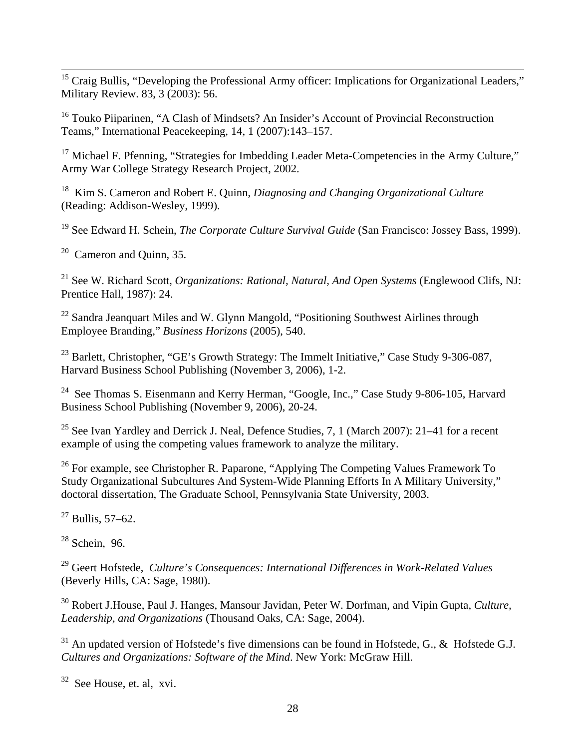[15] Craig Bullis, "Developing the Professional Army officer: Implications for Organizational Leaders," Military Review. 83, 3 (2003): 56.

[16] Touko Piiparinen, "A Clash of Mindsets? An Insider's Account of Provincial Reconstruction Teams," International Peacekeeping, 14, 1 (2007):143–157.

[17] Michael F. Pfenning, "Strategies for Imbedding Leader Meta-Competencies in the Army Culture," Army War College Strategy Research Project, 2002.

[18] Kim S. Cameron and Robert E. Quinn, *Diagnosing and Changing Organizational Culture* (Reading: Addison-Wesley, 1999).

[19] See Edward H. Schein, *The Corporate Culture Survival Guide* (San Francisco: Jossey Bass, 1999).

[20] Cameron and Quinn, 35.

[21] See W. Richard Scott, *Organizations: Rational, Natural, And Open Systems* (Englewood Clifs, NJ: Prentice Hall, 1987): 24.

[22] Sandra Jeanquart Miles and W. Glynn Mangold, "Positioning Southwest Airlines through Employee Branding," *Business Horizons* (2005), 540.

[23] Barlett, Christopher, "GE's Growth Strategy: The Immelt Initiative," Case Study 9-306-087, Harvard Business School Publishing (November 3, 2006), 1-2.

[24] See Thomas S. Eisenmann and Kerry Herman, "Google, Inc.," Case Study 9-806-105, Harvard Business School Publishing (November 9, 2006), 20-24.

[25] See Ivan Yardley and Derrick J. Neal, Defence Studies, 7, 1 (March 2007): 21–41 for a recent example of using the competing values framework to analyze the military.

[26] For example, see Christopher R. Paparone, "Applying The Competing Values Framework To Study Organizational Subcultures And System-Wide Planning Efforts In A Military University," doctoral dissertation, The Graduate School, Pennsylvania State University, 2003.

[27] Bullis, 57–62.

[28] Schein, 96.

[29] Geert Hofstede, *Culture's Consequences: International Differences in Work-Related Values* (Beverly Hills, CA: Sage, 1980).

[30] Robert J.House, Paul J. Hanges, Mansour Javidan, Peter W. Dorfman, and Vipin Gupta, *Culture, Leadership, and Organizations* (Thousand Oaks, CA: Sage, 2004).

[31] An updated version of Hofstede's five dimensions can be found in Hofstede, G., & Hofstede G.J. *Cultures and Organizations: Software of the Mind*. New York: McGraw Hill.

[32] See House, et. al, xvi.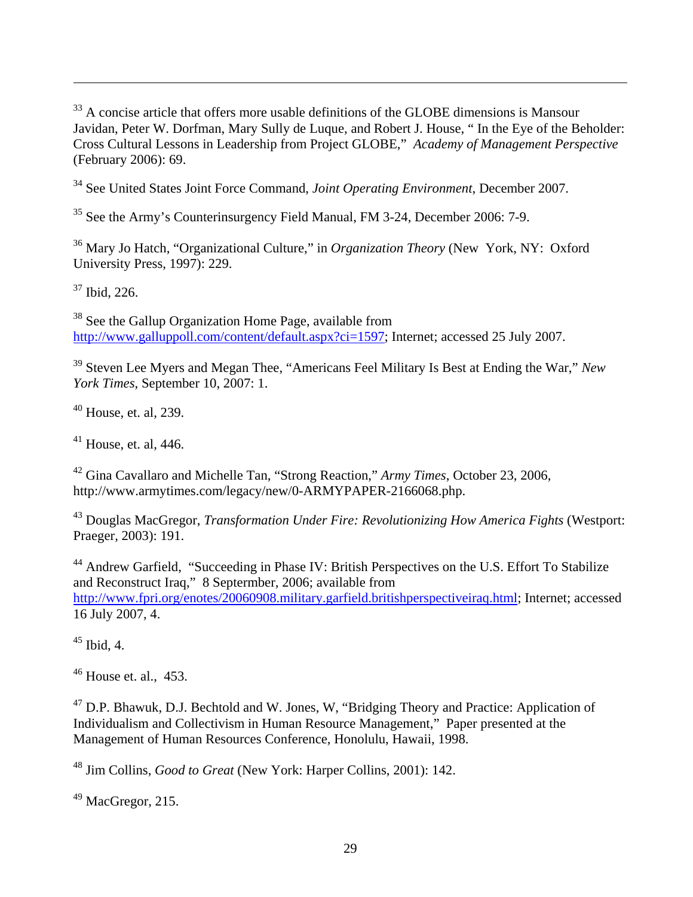[33] A concise article that offers more usable definitions of the GLOBE dimensions is Mansour Javidan, Peter W. Dorfman, Mary Sully de Luque, and Robert J. House, " In the Eye of the Beholder: Cross Cultural Lessons in Leadership from Project GLOBE," *Academy of Management Perspective* (February 2006): 69.

[34] See United States Joint Force Command, *Joint Operating Environment,* December 2007.

[35] See the Army's Counterinsurgency Field Manual, FM 3-24, December 2006: 7-9.

[36] Mary Jo Hatch, "Organizational Culture," in *Organization Theory* (New York, NY: Oxford University Press, 1997): 229.

[37] Ibid, 226.

[38] See the Gallup Organization Home Page, available from http://www.galluppoll.com/content/default.aspx?ci=1597; Internet; accessed 25 July 2007.

[39] Steven Lee Myers and Megan Thee, "Americans Feel Military Is Best at Ending the War," *New York Times*, September 10, 2007: 1.

[40] House, et. al, 239.

[41] House, et. al, 446.

[42] Gina Cavallaro and Michelle Tan, "Strong Reaction," *Army Times*, October 23, 2006, http://www.armytimes.com/legacy/new/0-ARMYPAPER-2166068.php.

[43] Douglas MacGregor, *Transformation Under Fire: Revolutionizing How America Fights* (Westport: Praeger, 2003): 191.

[44] Andrew Garfield, "Succeeding in Phase IV: British Perspectives on the U.S. Effort To Stabilize and Reconstruct Iraq," 8 Septermber, 2006; available from http://www.fpri.org/enotes/20060908.military.garfield.britishperspectiveiraq.html; Internet; accessed 16 July 2007, 4.

[45] Ibid, 4.

[46] House et. al., 453.

[47] D.P. Bhawuk, D.J. Bechtold and W. Jones, W, "Bridging Theory and Practice: Application of Individualism and Collectivism in Human Resource Management," Paper presented at the Management of Human Resources Conference, Honolulu, Hawaii, 1998.

[48] Jim Collins, *Good to Great* (New York: Harper Collins, 2001): 142.

[49] MacGregor, 215.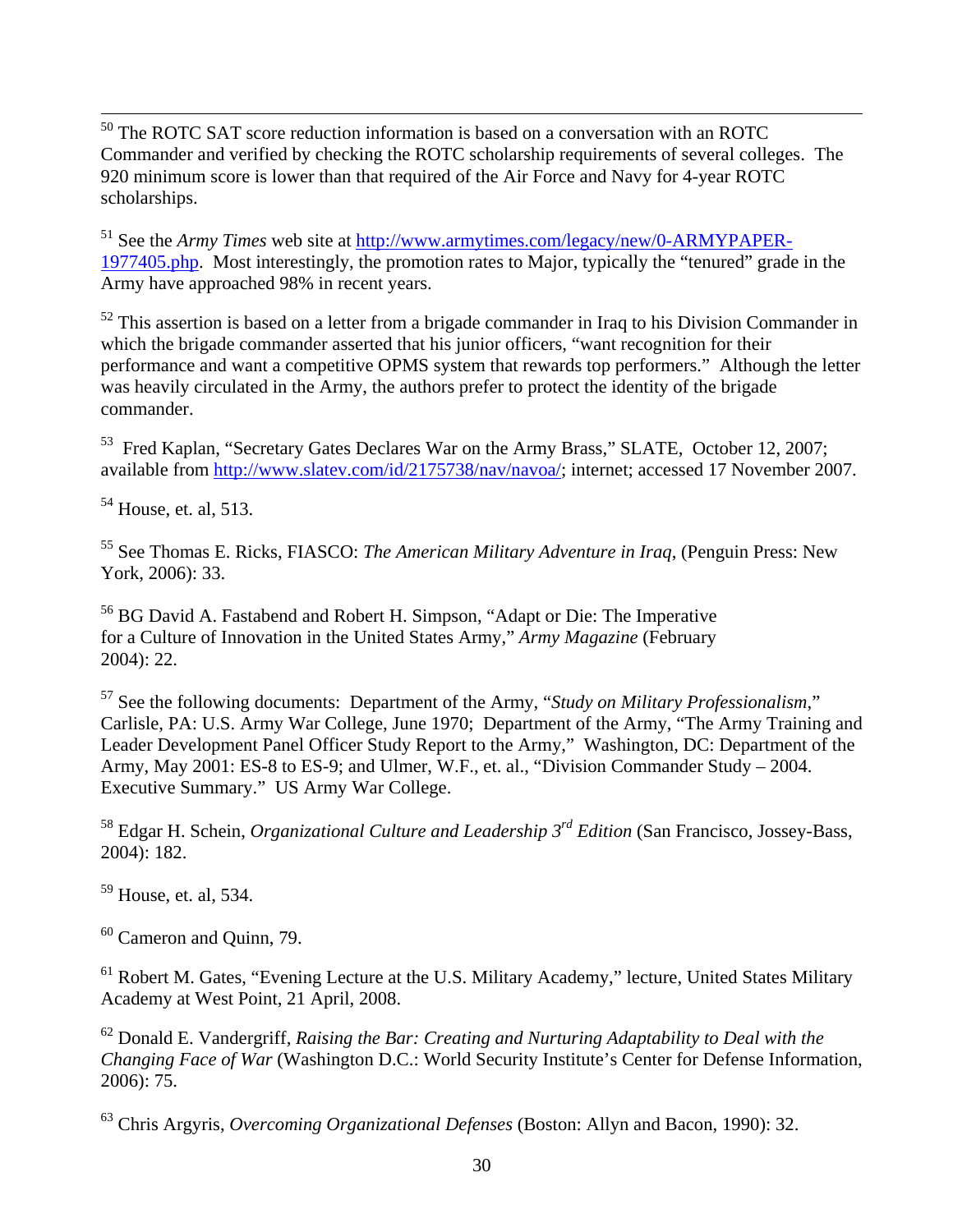[50] The ROTC SAT score reduction information is based on a conversation with an ROTC Commander and verified by checking the ROTC scholarship requirements of several colleges. The 920 minimum score is lower than that required of the Air Force and Navy for 4-year ROTC scholarships.

[51] See the *Army Times* web site at http://www.armytimes.com/legacy/new/0-ARMYPAPER-1977405.php. Most interestingly, the promotion rates to Major, typically the "tenured" grade in the Army have approached 98% in recent years.

[52] This assertion is based on a letter from a brigade commander in Iraq to his Division Commander in which the brigade commander asserted that his junior officers, "want recognition for their performance and want a competitive OPMS system that rewards top performers." Although the letter was heavily circulated in the Army, the authors prefer to protect the identity of the brigade commander.

[53] Fred Kaplan, "Secretary Gates Declares War on the Army Brass," SLATE, October 12, 2007; available from http://www.slatev.com/id/2175738/nav/navoa/; internet; accessed 17 November 2007.

[54] House, et. al, 513.

[55] See Thomas E. Ricks, FIASCO: *The American Military Adventure in Iraq*, (Penguin Press: New York, 2006): 33.

[56] BG David A. Fastabend and Robert H. Simpson, "Adapt or Die: The Imperative for a Culture of Innovation in the United States Army," *Army Magazine* (February 2004): 22.

[57] See the following documents: Department of the Army, "*Study on Military Professionalism*," Carlisle, PA: U.S. Army War College, June 1970; Department of the Army, "The Army Training and Leader Development Panel Officer Study Report to the Army," Washington, DC: Department of the Army, May 2001: ES-8 to ES-9; and Ulmer, W.F., et. al., "Division Commander Study – 2004. Executive Summary." US Army War College.

[58] Edgar H. Schein, *Organizational Culture and Leadership 3rd Edition* (San Francisco, Jossey-Bass, 2004): 182.

[59] House, et. al, 534.

[60] Cameron and Quinn, 79.

[61] Robert M. Gates, "Evening Lecture at the U.S. Military Academy," lecture, United States Military Academy at West Point, 21 April, 2008.

[62] Donald E. Vandergriff, *Raising the Bar: Creating and Nurturing Adaptability to Deal with the Changing Face of War* (Washington D.C.: World Security Institute's Center for Defense Information, 2006): 75.

[63] Chris Argyris, *Overcoming Organizational Defenses* (Boston: Allyn and Bacon, 1990): 32.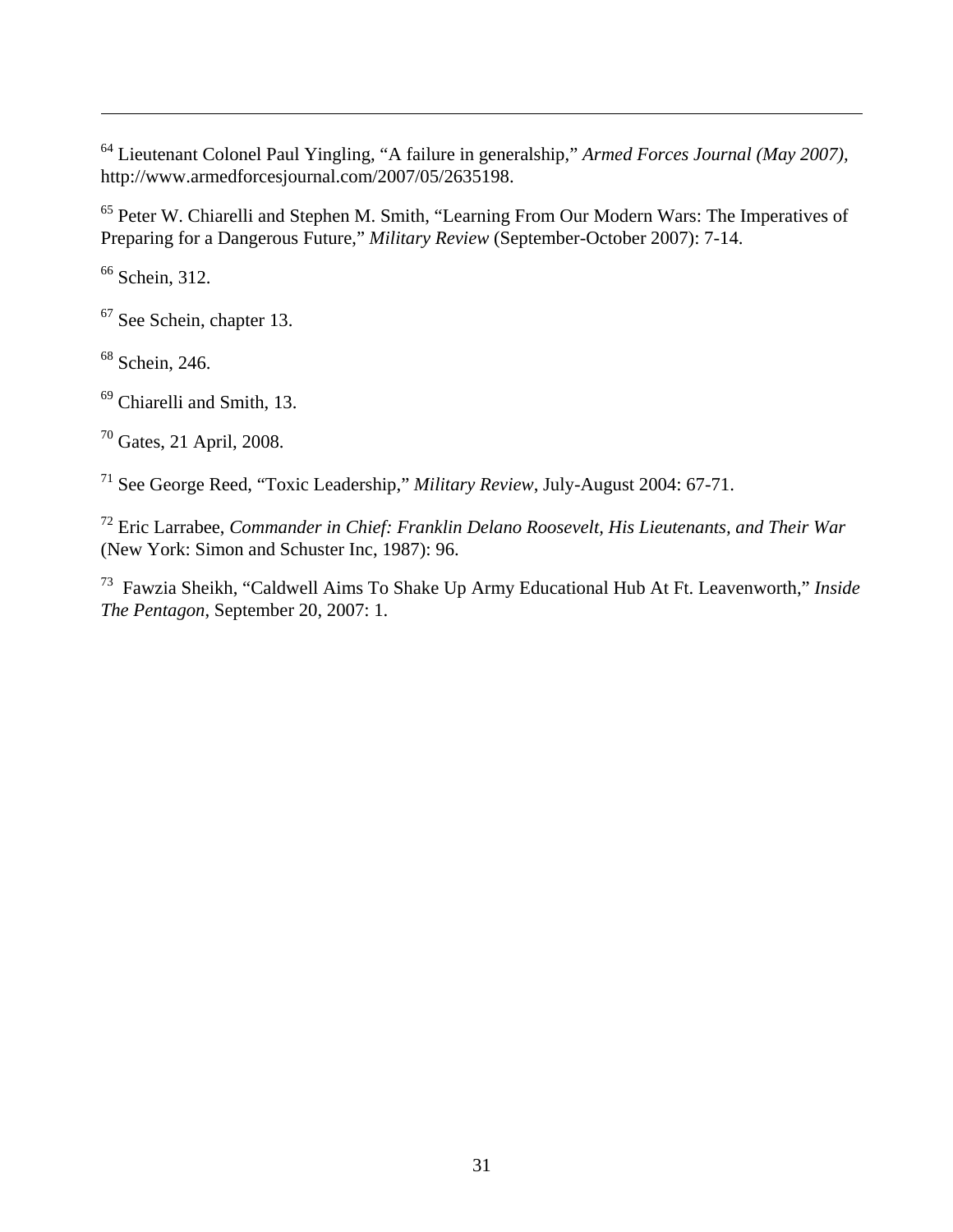[64] Lieutenant Colonel Paul Yingling, "A failure in generalship," *Armed Forces Journal (May 2007)*, http://www.armedforcesjournal.com/2007/05/2635198.

[65] Peter W. Chiarelli and Stephen M. Smith, "Learning From Our Modern Wars: The Imperatives of Preparing for a Dangerous Future," *Military Review* (September-October 2007): 7-14.

[66] Schein, 312.

[67] See Schein, chapter 13.

[68] Schein, 246.

[69] Chiarelli and Smith, 13.

[70] Gates, 21 April, 2008.

[71] See George Reed, "Toxic Leadership," *Military Review*, July-August 2004: 67-71.

[72] Eric Larrabee, *Commander in Chief: Franklin Delano Roosevelt, His Lieutenants, and Their War* (New York: Simon and Schuster Inc, 1987): 96.

[73] Fawzia Sheikh, "Caldwell Aims To Shake Up Army Educational Hub At Ft. Leavenworth," *Inside The Pentagon*, September 20, 2007: 1.